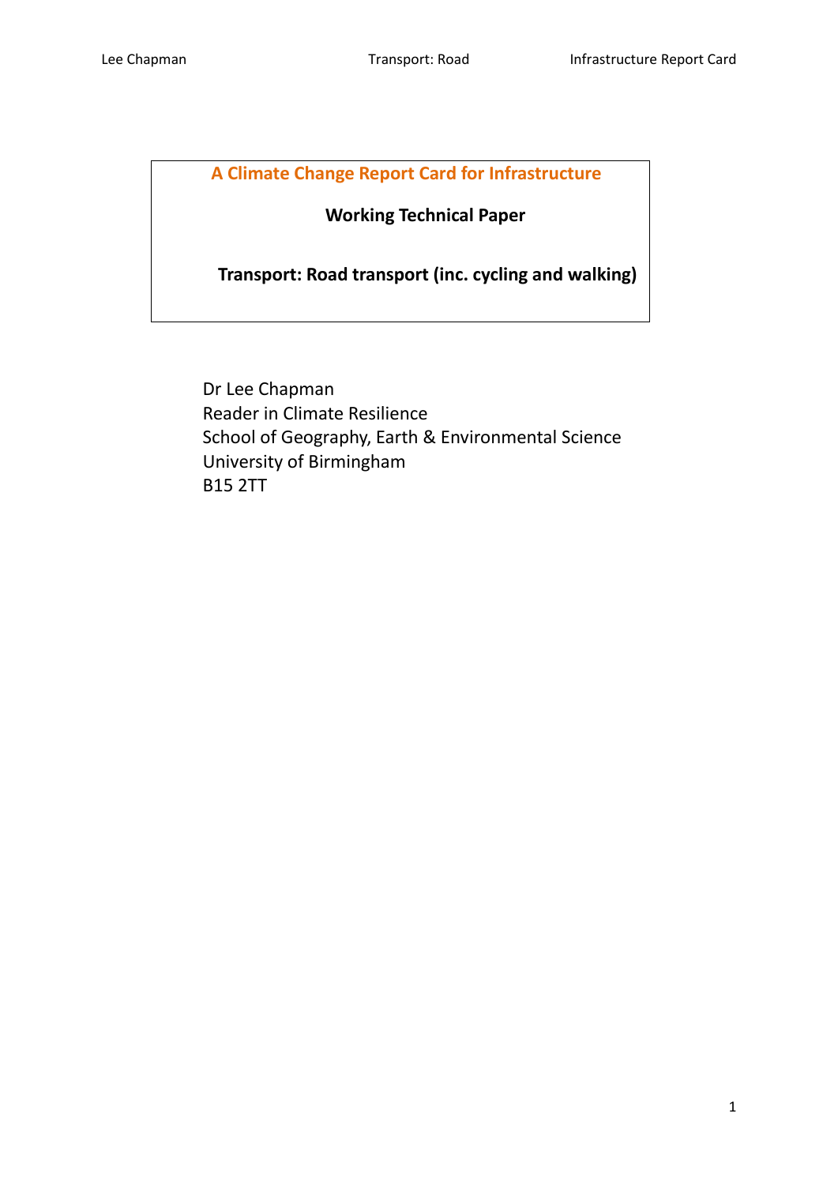# A Climate Change Report Card for Infrastructure

## Working Technical Paper

## Transport: Road transport (inc. cycling and walking)

Dr Lee Chapman
Reader in Climate Resilience
School of Geography, Earth & Environmental Science
University of Birmingham
B15 2TT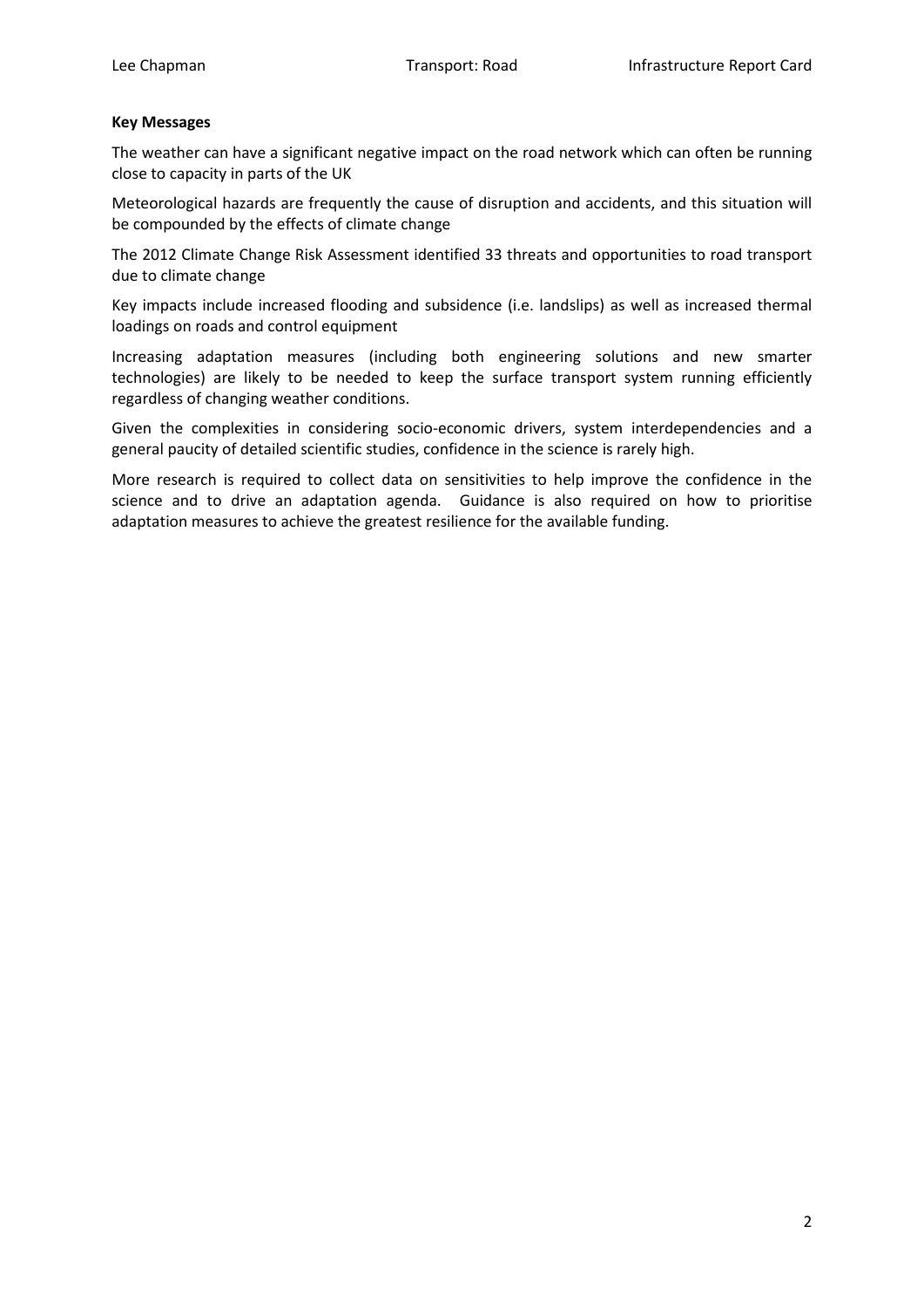**Key Messages**

The weather can have a significant negative impact on the road network which can often be running close to capacity in parts of the UK

Meteorological hazards are frequently the cause of disruption and accidents, and this situation will be compounded by the effects of climate change

The 2012 Climate Change Risk Assessment identified 33 threats and opportunities to road transport due to climate change

Key impacts include increased flooding and subsidence (i.e. landslips) as well as increased thermal loadings on roads and control equipment

Increasing adaptation measures (including both engineering solutions and new smarter technologies) are likely to be needed to keep the surface transport system running efficiently regardless of changing weather conditions.

Given the complexities in considering socio-economic drivers, system interdependencies and a general paucity of detailed scientific studies, confidence in the science is rarely high.

More research is required to collect data on sensitivities to help improve the confidence in the science and to drive an adaptation agenda. Guidance is also required on how to prioritise adaptation measures to achieve the greatest resilience for the available funding.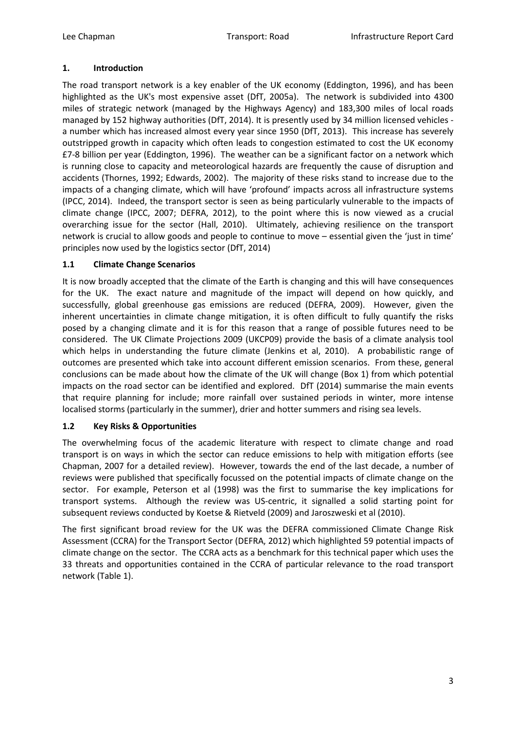## 1. Introduction

The road transport network is a key enabler of the UK economy (Eddington, 1996), and has been highlighted as the UK's most expensive asset (DfT, 2005a). The network is subdivided into 4300 miles of strategic network (managed by the Highways Agency) and 183,300 miles of local roads managed by 152 highway authorities (DfT, 2014). It is presently used by 34 million licensed vehicles - a number which has increased almost every year since 1950 (DfT, 2013). This increase has severely outstripped growth in capacity which often leads to congestion estimated to cost the UK economy £7-8 billion per year (Eddington, 1996). The weather can be a significant factor on a network which is running close to capacity and meteorological hazards are frequently the cause of disruption and accidents (Thornes, 1992; Edwards, 2002). The majority of these risks stand to increase due to the impacts of a changing climate, which will have 'profound' impacts across all infrastructure systems (IPCC, 2014). Indeed, the transport sector is seen as being particularly vulnerable to the impacts of climate change (IPCC, 2007; DEFRA, 2012), to the point where this is now viewed as a crucial overarching issue for the sector (Hall, 2010). Ultimately, achieving resilience on the transport network is crucial to allow goods and people to continue to move – essential given the 'just in time' principles now used by the logistics sector (DfT, 2014)

### 1.1 Climate Change Scenarios

It is now broadly accepted that the climate of the Earth is changing and this will have consequences for the UK. The exact nature and magnitude of the impact will depend on how quickly, and successfully, global greenhouse gas emissions are reduced (DEFRA, 2009). However, given the inherent uncertainties in climate change mitigation, it is often difficult to fully quantify the risks posed by a changing climate and it is for this reason that a range of possible futures need to be considered. The UK Climate Projections 2009 (UKCP09) provide the basis of a climate analysis tool which helps in understanding the future climate (Jenkins et al, 2010). A probabilistic range of outcomes are presented which take into account different emission scenarios. From these, general conclusions can be made about how the climate of the UK will change (Box 1) from which potential impacts on the road sector can be identified and explored. DfT (2014) summarise the main events that require planning for include; more rainfall over sustained periods in winter, more intense localised storms (particularly in the summer), drier and hotter summers and rising sea levels.

### 1.2 Key Risks & Opportunities

The overwhelming focus of the academic literature with respect to climate change and road transport is on ways in which the sector can reduce emissions to help with mitigation efforts (see Chapman, 2007 for a detailed review). However, towards the end of the last decade, a number of reviews were published that specifically focussed on the potential impacts of climate change on the sector. For example, Peterson et al (1998) was the first to summarise the key implications for transport systems. Although the review was US-centric, it signalled a solid starting point for subsequent reviews conducted by Koetse & Rietveld (2009) and Jaroszweski et al (2010).

The first significant broad review for the UK was the DEFRA commissioned Climate Change Risk Assessment (CCRA) for the Transport Sector (DEFRA, 2012) which highlighted 59 potential impacts of climate change on the sector. The CCRA acts as a benchmark for this technical paper which uses the 33 threats and opportunities contained in the CCRA of particular relevance to the road transport network (Table 1).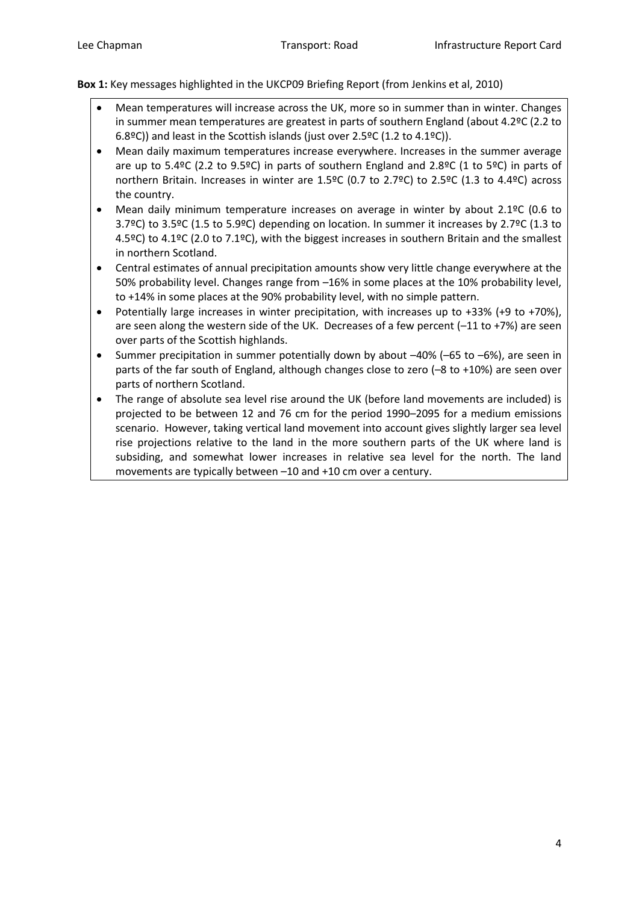**Box 1:** Key messages highlighted in the UKCP09 Briefing Report (from Jenkins et al, 2010)

- Mean temperatures will increase across the UK, more so in summer than in winter. Changes in summer mean temperatures are greatest in parts of southern England (about 4.2ºC (2.2 to 6.8ºC)) and least in the Scottish islands (just over 2.5ºC (1.2 to 4.1ºC)).
- Mean daily maximum temperatures increase everywhere. Increases in the summer average are up to 5.4ºC (2.2 to 9.5ºC) in parts of southern England and 2.8ºC (1 to 5ºC) in parts of northern Britain. Increases in winter are 1.5ºC (0.7 to 2.7ºC) to 2.5ºC (1.3 to 4.4ºC) across the country.
- Mean daily minimum temperature increases on average in winter by about 2.1ºC (0.6 to 3.7ºC) to 3.5ºC (1.5 to 5.9ºC) depending on location. In summer it increases by 2.7ºC (1.3 to 4.5ºC) to 4.1ºC (2.0 to 7.1ºC), with the biggest increases in southern Britain and the smallest in northern Scotland.
- Central estimates of annual precipitation amounts show very little change everywhere at the 50% probability level. Changes range from –16% in some places at the 10% probability level, to +14% in some places at the 90% probability level, with no simple pattern.
- Potentially large increases in winter precipitation, with increases up to +33% (+9 to +70%), are seen along the western side of the UK. Decreases of a few percent (–11 to +7%) are seen over parts of the Scottish highlands.
- Summer precipitation in summer potentially down by about –40% (–65 to –6%), are seen in parts of the far south of England, although changes close to zero (–8 to +10%) are seen over parts of northern Scotland.
- The range of absolute sea level rise around the UK (before land movements are included) is projected to be between 12 and 76 cm for the period 1990–2095 for a medium emissions scenario. However, taking vertical land movement into account gives slightly larger sea level rise projections relative to the land in the more southern parts of the UK where land is subsiding, and somewhat lower increases in relative sea level for the north. The land movements are typically between –10 and +10 cm over a century.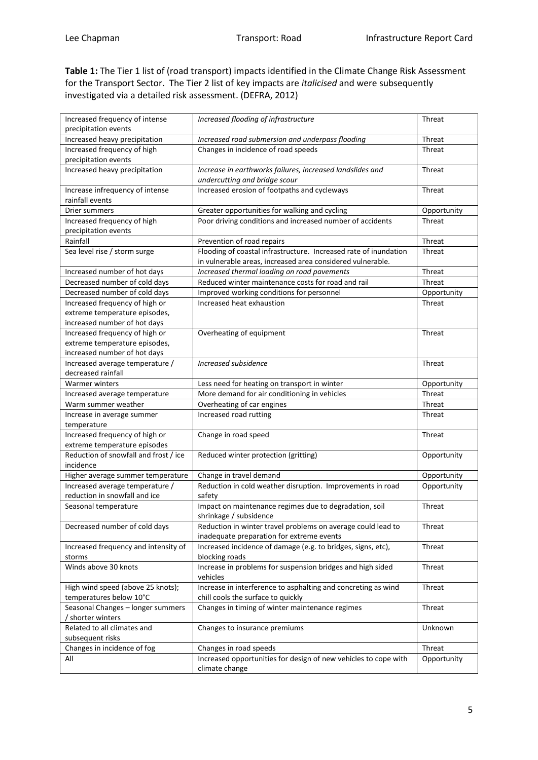**Table 1:** The Tier 1 list of (road transport) impacts identified in the Climate Change Risk Assessment for the Transport Sector. The Tier 2 list of key impacts are *italicised* and were subsequently investigated via a detailed risk assessment. (DEFRA, 2012)

| | | |
|---|---|---|
| Increased frequency of intense precipitation events | *Increased flooding of infrastructure* | Threat |
| Increased heavy precipitation | *Increased road submersion and underpass flooding* | Threat |
| Increased frequency of high precipitation events | Changes in incidence of road speeds | Threat |
| Increased heavy precipitation | *Increase in earthworks failures, increased landslides and undercutting and bridge scour* | Threat |
| Increase infrequency of intense rainfall events | Increased erosion of footpaths and cycleways | Threat |
| Drier summers | Greater opportunities for walking and cycling | Opportunity |
| Increased frequency of high precipitation events | Poor driving conditions and increased number of accidents | Threat |
| Rainfall | Prevention of road repairs | Threat |
| Sea level rise / storm surge | Flooding of coastal infrastructure. Increased rate of inundation in vulnerable areas, increased area considered vulnerable. | Threat |
| Increased number of hot days | *Increased thermal loading on road pavements* | Threat |
| Decreased number of cold days | Reduced winter maintenance costs for road and rail | Threat |
| Decreased number of cold days | Improved working conditions for personnel | Opportunity |
| Increased frequency of high or extreme temperature episodes, increased number of hot days | Increased heat exhaustion | Threat |
| Increased frequency of high or extreme temperature episodes, increased number of hot days | Overheating of equipment | Threat |
| Increased average temperature / decreased rainfall | *Increased subsidence* | Threat |
| Warmer winters | Less need for heating on transport in winter | Opportunity |
| Increased average temperature | More demand for air conditioning in vehicles | Threat |
| Warm summer weather | Overheating of car engines | Threat |
| Increase in average summer temperature | Increased road rutting | Threat |
| Increased frequency of high or extreme temperature episodes | Change in road speed | Threat |
| Reduction of snowfall and frost / ice incidence | Reduced winter protection (gritting) | Opportunity |
| Higher average summer temperature | Change in travel demand | Opportunity |
| Increased average temperature / reduction in snowfall and ice | Reduction in cold weather disruption. Improvements in road safety | Opportunity |
| Seasonal temperature | Impact on maintenance regimes due to degradation, soil shrinkage / subsidence | Threat |
| Decreased number of cold days | Reduction in winter travel problems on average could lead to inadequate preparation for extreme events | Threat |
| Increased frequency and intensity of storms | Increased incidence of damage (e.g. to bridges, signs, etc), blocking roads | Threat |
| Winds above 30 knots | Increase in problems for suspension bridges and high sided vehicles | Threat |
| High wind speed (above 25 knots); temperatures below 10°C | Increase in interference to asphalting and concreting as wind chill cools the surface to quickly | Threat |
| Seasonal Changes – longer summers / shorter winters | Changes in timing of winter maintenance regimes | Threat |
| Related to all climates and subsequent risks | Changes to insurance premiums | Unknown |
| Changes in incidence of fog | Changes in road speeds | Threat |
| All | Increased opportunities for design of new vehicles to cope with climate change | Opportunity |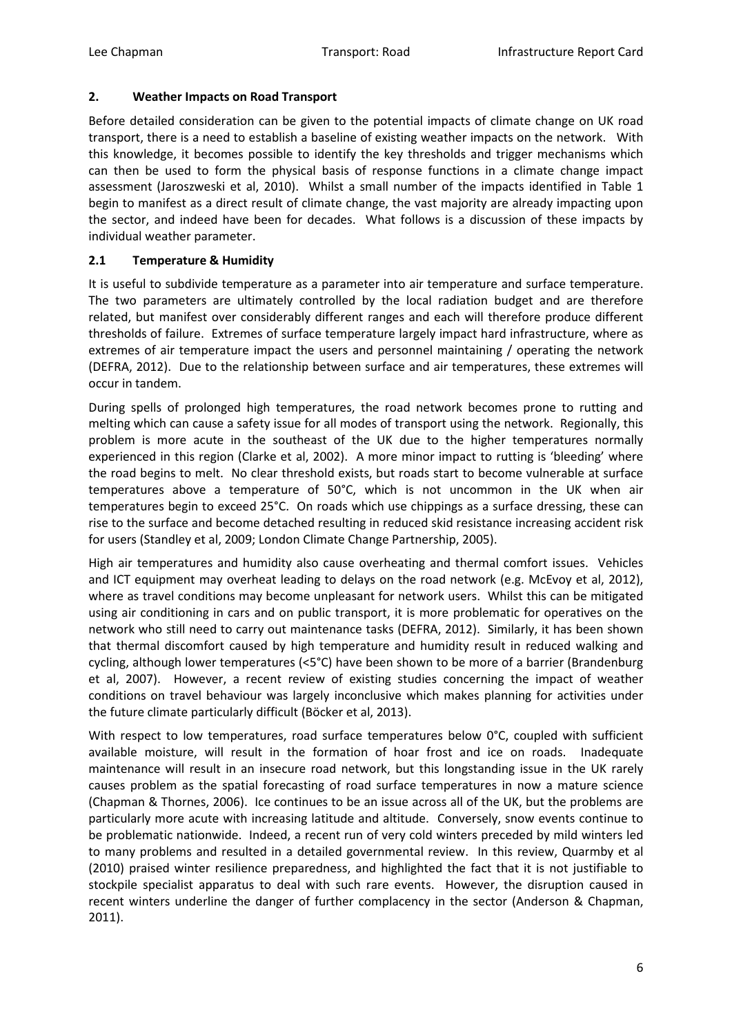## 2. Weather Impacts on Road Transport

Before detailed consideration can be given to the potential impacts of climate change on UK road transport, there is a need to establish a baseline of existing weather impacts on the network. With this knowledge, it becomes possible to identify the key thresholds and trigger mechanisms which can then be used to form the physical basis of response functions in a climate change impact assessment (Jaroszweski et al, 2010). Whilst a small number of the impacts identified in Table 1 begin to manifest as a direct result of climate change, the vast majority are already impacting upon the sector, and indeed have been for decades. What follows is a discussion of these impacts by individual weather parameter.

### 2.1 Temperature & Humidity

It is useful to subdivide temperature as a parameter into air temperature and surface temperature. The two parameters are ultimately controlled by the local radiation budget and are therefore related, but manifest over considerably different ranges and each will therefore produce different thresholds of failure. Extremes of surface temperature largely impact hard infrastructure, where as extremes of air temperature impact the users and personnel maintaining / operating the network (DEFRA, 2012). Due to the relationship between surface and air temperatures, these extremes will occur in tandem.

During spells of prolonged high temperatures, the road network becomes prone to rutting and melting which can cause a safety issue for all modes of transport using the network. Regionally, this problem is more acute in the southeast of the UK due to the higher temperatures normally experienced in this region (Clarke et al, 2002). A more minor impact to rutting is 'bleeding' where the road begins to melt. No clear threshold exists, but roads start to become vulnerable at surface temperatures above a temperature of 50°C, which is not uncommon in the UK when air temperatures begin to exceed 25°C. On roads which use chippings as a surface dressing, these can rise to the surface and become detached resulting in reduced skid resistance increasing accident risk for users (Standley et al, 2009; London Climate Change Partnership, 2005).

High air temperatures and humidity also cause overheating and thermal comfort issues. Vehicles and ICT equipment may overheat leading to delays on the road network (e.g. McEvoy et al, 2012), where as travel conditions may become unpleasant for network users. Whilst this can be mitigated using air conditioning in cars and on public transport, it is more problematic for operatives on the network who still need to carry out maintenance tasks (DEFRA, 2012). Similarly, it has been shown that thermal discomfort caused by high temperature and humidity result in reduced walking and cycling, although lower temperatures (<5°C) have been shown to be more of a barrier (Brandenburg et al, 2007). However, a recent review of existing studies concerning the impact of weather conditions on travel behaviour was largely inconclusive which makes planning for activities under the future climate particularly difficult (Böcker et al, 2013).

With respect to low temperatures, road surface temperatures below 0°C, coupled with sufficient available moisture, will result in the formation of hoar frost and ice on roads. Inadequate maintenance will result in an insecure road network, but this longstanding issue in the UK rarely causes problem as the spatial forecasting of road surface temperatures in now a mature science (Chapman & Thornes, 2006). Ice continues to be an issue across all of the UK, but the problems are particularly more acute with increasing latitude and altitude. Conversely, snow events continue to be problematic nationwide. Indeed, a recent run of very cold winters preceded by mild winters led to many problems and resulted in a detailed governmental review. In this review, Quarmby et al (2010) praised winter resilience preparedness, and highlighted the fact that it is not justifiable to stockpile specialist apparatus to deal with such rare events. However, the disruption caused in recent winters underline the danger of further complacency in the sector (Anderson & Chapman, 2011).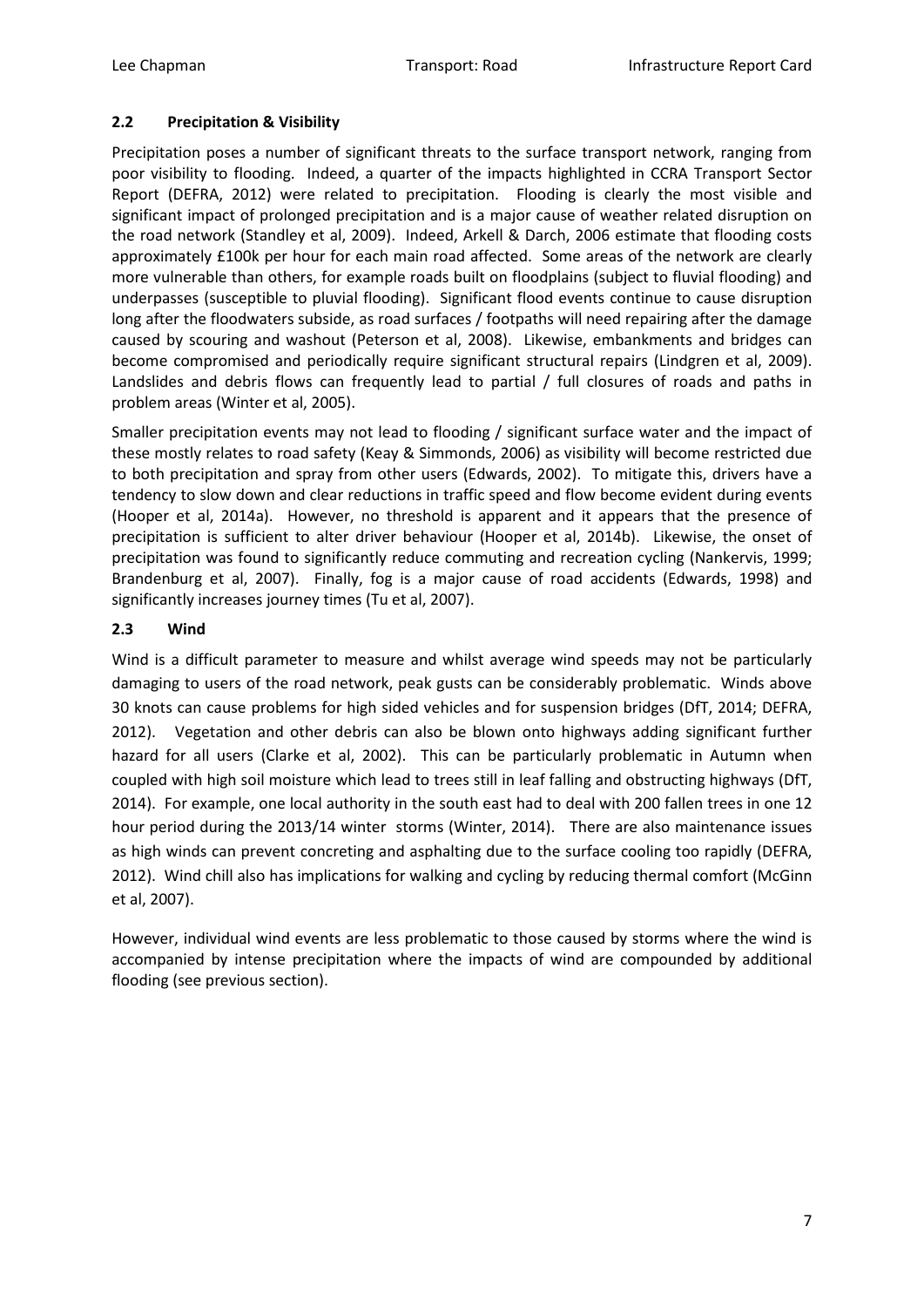### 2.2 Precipitation & Visibility

Precipitation poses a number of significant threats to the surface transport network, ranging from poor visibility to flooding. Indeed, a quarter of the impacts highlighted in CCRA Transport Sector Report (DEFRA, 2012) were related to precipitation. Flooding is clearly the most visible and significant impact of prolonged precipitation and is a major cause of weather related disruption on the road network (Standley et al, 2009). Indeed, Arkell & Darch, 2006 estimate that flooding costs approximately £100k per hour for each main road affected. Some areas of the network are clearly more vulnerable than others, for example roads built on floodplains (subject to fluvial flooding) and underpasses (susceptible to pluvial flooding). Significant flood events continue to cause disruption long after the floodwaters subside, as road surfaces / footpaths will need repairing after the damage caused by scouring and washout (Peterson et al, 2008). Likewise, embankments and bridges can become compromised and periodically require significant structural repairs (Lindgren et al, 2009). Landslides and debris flows can frequently lead to partial / full closures of roads and paths in problem areas (Winter et al, 2005).

Smaller precipitation events may not lead to flooding / significant surface water and the impact of these mostly relates to road safety (Keay & Simmonds, 2006) as visibility will become restricted due to both precipitation and spray from other users (Edwards, 2002). To mitigate this, drivers have a tendency to slow down and clear reductions in traffic speed and flow become evident during events (Hooper et al, 2014a). However, no threshold is apparent and it appears that the presence of precipitation is sufficient to alter driver behaviour (Hooper et al, 2014b). Likewise, the onset of precipitation was found to significantly reduce commuting and recreation cycling (Nankervis, 1999; Brandenburg et al, 2007). Finally, fog is a major cause of road accidents (Edwards, 1998) and significantly increases journey times (Tu et al, 2007).

### 2.3 Wind

Wind is a difficult parameter to measure and whilst average wind speeds may not be particularly damaging to users of the road network, peak gusts can be considerably problematic. Winds above 30 knots can cause problems for high sided vehicles and for suspension bridges (DfT, 2014; DEFRA, 2012). Vegetation and other debris can also be blown onto highways adding significant further hazard for all users (Clarke et al, 2002). This can be particularly problematic in Autumn when coupled with high soil moisture which lead to trees still in leaf falling and obstructing highways (DfT, 2014). For example, one local authority in the south east had to deal with 200 fallen trees in one 12 hour period during the 2013/14 winter storms (Winter, 2014). There are also maintenance issues as high winds can prevent concreting and asphalting due to the surface cooling too rapidly (DEFRA, 2012). Wind chill also has implications for walking and cycling by reducing thermal comfort (McGinn et al, 2007).

However, individual wind events are less problematic to those caused by storms where the wind is accompanied by intense precipitation where the impacts of wind are compounded by additional flooding (see previous section).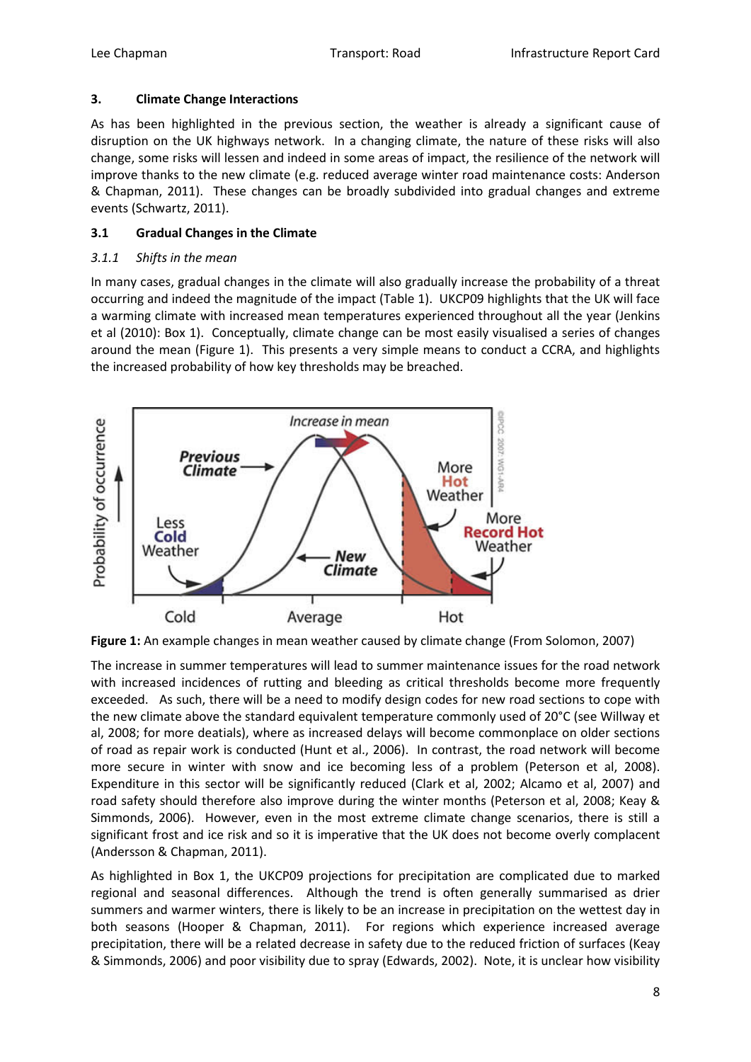## 3. Climate Change Interactions

As has been highlighted in the previous section, the weather is already a significant cause of disruption on the UK highways network. In a changing climate, the nature of these risks will also change, some risks will lessen and indeed in some areas of impact, the resilience of the network will improve thanks to the new climate (e.g. reduced average winter road maintenance costs: Anderson & Chapman, 2011). These changes can be broadly subdivided into gradual changes and extreme events (Schwartz, 2011).

### 3.1 Gradual Changes in the Climate

#### *3.1.1 Shifts in the mean*

In many cases, gradual changes in the climate will also gradually increase the probability of a threat occurring and indeed the magnitude of the impact (Table 1). UKCP09 highlights that the UK will face a warming climate with increased mean temperatures experienced throughout all the year (Jenkins et al (2010): Box 1). Conceptually, climate change can be most easily visualised a series of changes around the mean (Figure 1). This presents a very simple means to conduct a CCRA, and highlights the increased probability of how key thresholds may be breached.

**Figure 1:** An example changes in mean weather caused by climate change (From Solomon, 2007)

The increase in summer temperatures will lead to summer maintenance issues for the road network with increased incidences of rutting and bleeding as critical thresholds become more frequently exceeded. As such, there will be a need to modify design codes for new road sections to cope with the new climate above the standard equivalent temperature commonly used of 20°C (see Willway et al, 2008; for more deatials), where as increased delays will become commonplace on older sections of road as repair work is conducted (Hunt et al., 2006). In contrast, the road network will become more secure in winter with snow and ice becoming less of a problem (Peterson et al, 2008). Expenditure in this sector will be significantly reduced (Clark et al, 2002; Alcamo et al, 2007) and road safety should therefore also improve during the winter months (Peterson et al, 2008; Keay & Simmonds, 2006). However, even in the most extreme climate change scenarios, there is still a significant frost and ice risk and so it is imperative that the UK does not become overly complacent (Andersson & Chapman, 2011).

As highlighted in Box 1, the UKCP09 projections for precipitation are complicated due to marked regional and seasonal differences. Although the trend is often generally summarised as drier summers and warmer winters, there is likely to be an increase in precipitation on the wettest day in both seasons (Hooper & Chapman, 2011). For regions which experience increased average precipitation, there will be a related decrease in safety due to the reduced friction of surfaces (Keay & Simmonds, 2006) and poor visibility due to spray (Edwards, 2002). Note, it is unclear how visibility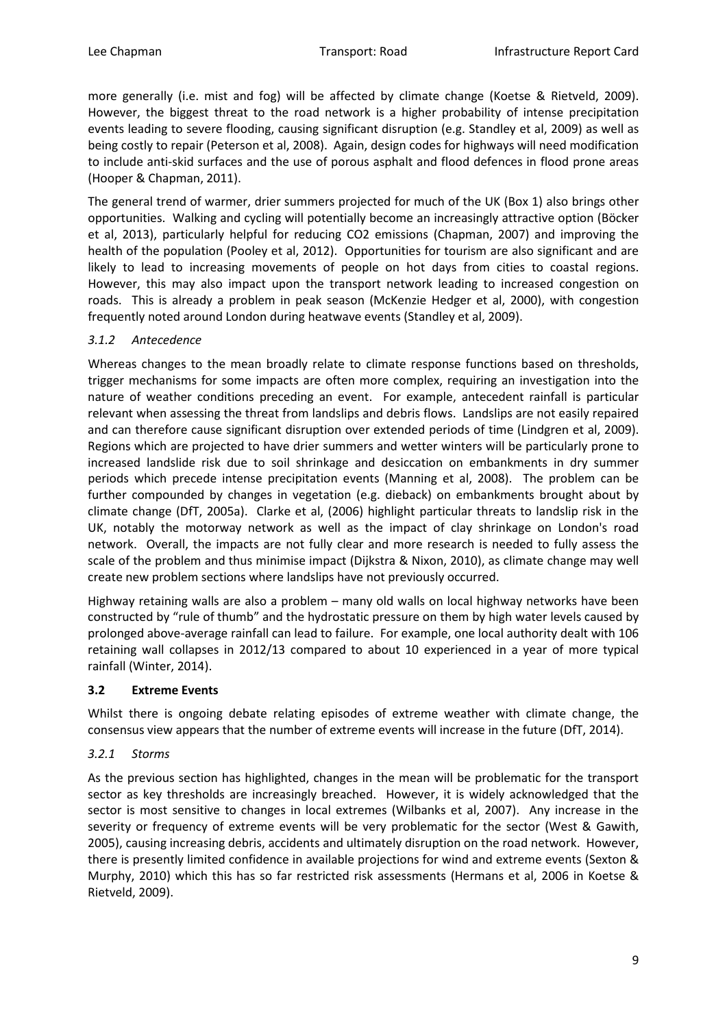more generally (i.e. mist and fog) will be affected by climate change (Koetse & Rietveld, 2009). However, the biggest threat to the road network is a higher probability of intense precipitation events leading to severe flooding, causing significant disruption (e.g. Standley et al, 2009) as well as being costly to repair (Peterson et al, 2008). Again, design codes for highways will need modification to include anti-skid surfaces and the use of porous asphalt and flood defences in flood prone areas (Hooper & Chapman, 2011).

The general trend of warmer, drier summers projected for much of the UK (Box 1) also brings other opportunities. Walking and cycling will potentially become an increasingly attractive option (Böcker et al, 2013), particularly helpful for reducing $CO_2$ emissions (Chapman, 2007) and improving the health of the population (Pooley et al, 2012). Opportunities for tourism are also significant and are likely to lead to increasing movements of people on hot days from cities to coastal regions. However, this may also impact upon the transport network leading to increased congestion on roads. This is already a problem in peak season (McKenzie Hedger et al, 2000), with congestion frequently noted around London during heatwave events (Standley et al, 2009).

### *3.1.2 Antecedence*

Whereas changes to the mean broadly relate to climate response functions based on thresholds, trigger mechanisms for some impacts are often more complex, requiring an investigation into the nature of weather conditions preceding an event. For example, antecedent rainfall is particular relevant when assessing the threat from landslips and debris flows. Landslips are not easily repaired and can therefore cause significant disruption over extended periods of time (Lindgren et al, 2009). Regions which are projected to have drier summers and wetter winters will be particularly prone to increased landslide risk due to soil shrinkage and desiccation on embankments in dry summer periods which precede intense precipitation events (Manning et al, 2008). The problem can be further compounded by changes in vegetation (e.g. dieback) on embankments brought about by climate change (DfT, 2005a). Clarke et al, (2006) highlight particular threats to landslip risk in the UK, notably the motorway network as well as the impact of clay shrinkage on London's road network. Overall, the impacts are not fully clear and more research is needed to fully assess the scale of the problem and thus minimise impact (Dijkstra & Nixon, 2010), as climate change may well create new problem sections where landslips have not previously occurred.

Highway retaining walls are also a problem – many old walls on local highway networks have been constructed by "rule of thumb" and the hydrostatic pressure on them by high water levels caused by prolonged above-average rainfall can lead to failure. For example, one local authority dealt with 106 retaining wall collapses in 2012/13 compared to about 10 experienced in a year of more typical rainfall (Winter, 2014).

## 3.2 Extreme Events

Whilst there is ongoing debate relating episodes of extreme weather with climate change, the consensus view appears that the number of extreme events will increase in the future (DfT, 2014).

### *3.2.1 Storms*

As the previous section has highlighted, changes in the mean will be problematic for the transport sector as key thresholds are increasingly breached. However, it is widely acknowledged that the sector is most sensitive to changes in local extremes (Wilbanks et al, 2007). Any increase in the severity or frequency of extreme events will be very problematic for the sector (West & Gawith, 2005), causing increasing debris, accidents and ultimately disruption on the road network. However, there is presently limited confidence in available projections for wind and extreme events (Sexton & Murphy, 2010) which this has so far restricted risk assessments (Hermans et al, 2006 in Koetse & Rietveld, 2009).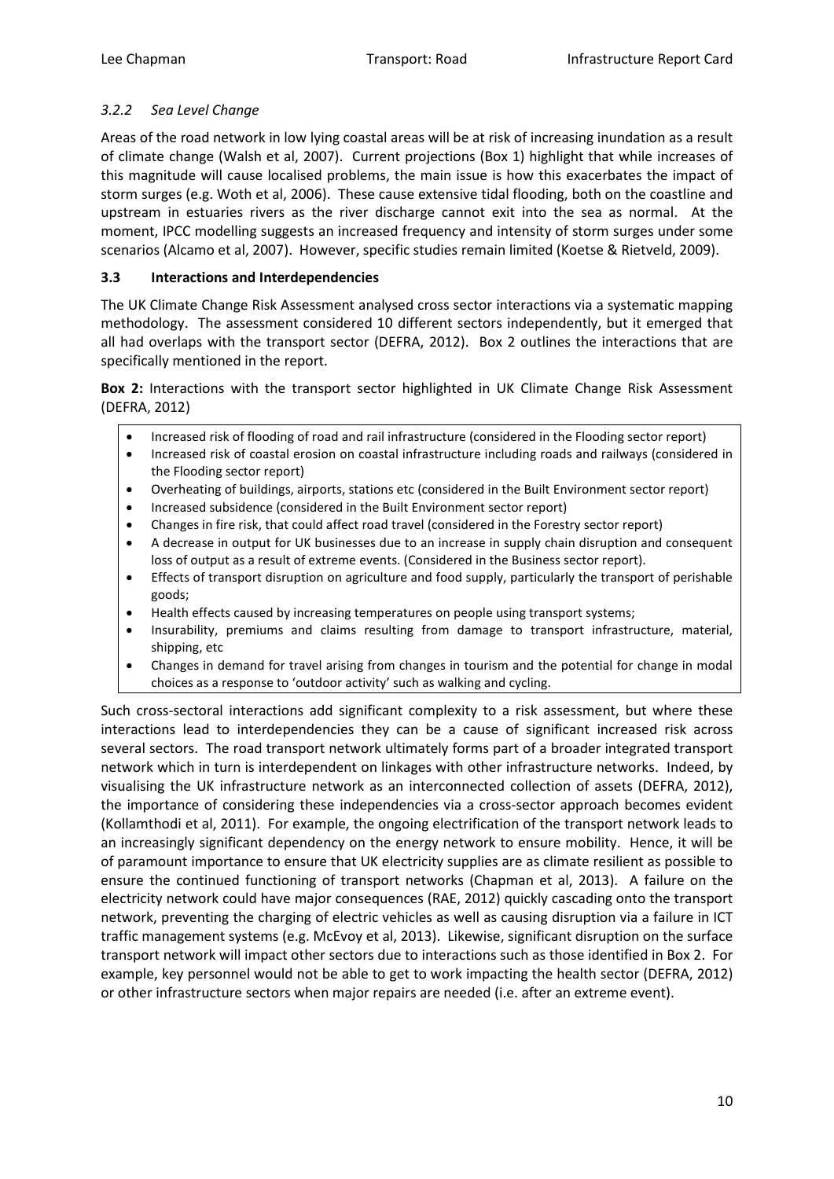### *3.2.2 Sea Level Change*

Areas of the road network in low lying coastal areas will be at risk of increasing inundation as a result of climate change (Walsh et al, 2007). Current projections (Box 1) highlight that while increases of this magnitude will cause localised problems, the main issue is how this exacerbates the impact of storm surges (e.g. Woth et al, 2006). These cause extensive tidal flooding, both on the coastline and upstream in estuaries rivers as the river discharge cannot exit into the sea as normal. At the moment, IPCC modelling suggests an increased frequency and intensity of storm surges under some scenarios (Alcamo et al, 2007). However, specific studies remain limited (Koetse & Rietveld, 2009).

## 3.3 Interactions and Interdependencies

The UK Climate Change Risk Assessment analysed cross sector interactions via a systematic mapping methodology. The assessment considered 10 different sectors independently, but it emerged that all had overlaps with the transport sector (DEFRA, 2012). Box 2 outlines the interactions that are specifically mentioned in the report.

**Box 2:** Interactions with the transport sector highlighted in UK Climate Change Risk Assessment (DEFRA, 2012)

- Increased risk of flooding of road and rail infrastructure (considered in the Flooding sector report)
- Increased risk of coastal erosion on coastal infrastructure including roads and railways (considered in the Flooding sector report)
- Overheating of buildings, airports, stations etc (considered in the Built Environment sector report)
- Increased subsidence (considered in the Built Environment sector report)
- Changes in fire risk, that could affect road travel (considered in the Forestry sector report)
- A decrease in output for UK businesses due to an increase in supply chain disruption and consequent loss of output as a result of extreme events. (Considered in the Business sector report).
- Effects of transport disruption on agriculture and food supply, particularly the transport of perishable goods;
- Health effects caused by increasing temperatures on people using transport systems;
- Insurability, premiums and claims resulting from damage to transport infrastructure, material, shipping, etc
- Changes in demand for travel arising from changes in tourism and the potential for change in modal choices as a response to 'outdoor activity' such as walking and cycling.

Such cross-sectoral interactions add significant complexity to a risk assessment, but where these interactions lead to interdependencies they can be a cause of significant increased risk across several sectors. The road transport network ultimately forms part of a broader integrated transport network which in turn is interdependent on linkages with other infrastructure networks. Indeed, by visualising the UK infrastructure network as an interconnected collection of assets (DEFRA, 2012), the importance of considering these independencies via a cross-sector approach becomes evident (Kollamthodi et al, 2011). For example, the ongoing electrification of the transport network leads to an increasingly significant dependency on the energy network to ensure mobility. Hence, it will be of paramount importance to ensure that UK electricity supplies are as climate resilient as possible to ensure the continued functioning of transport networks (Chapman et al, 2013). A failure on the electricity network could have major consequences (RAE, 2012) quickly cascading onto the transport network, preventing the charging of electric vehicles as well as causing disruption via a failure in ICT traffic management systems (e.g. McEvoy et al, 2013). Likewise, significant disruption on the surface transport network will impact other sectors due to interactions such as those identified in Box 2. For example, key personnel would not be able to get to work impacting the health sector (DEFRA, 2012) or other infrastructure sectors when major repairs are needed (i.e. after an extreme event).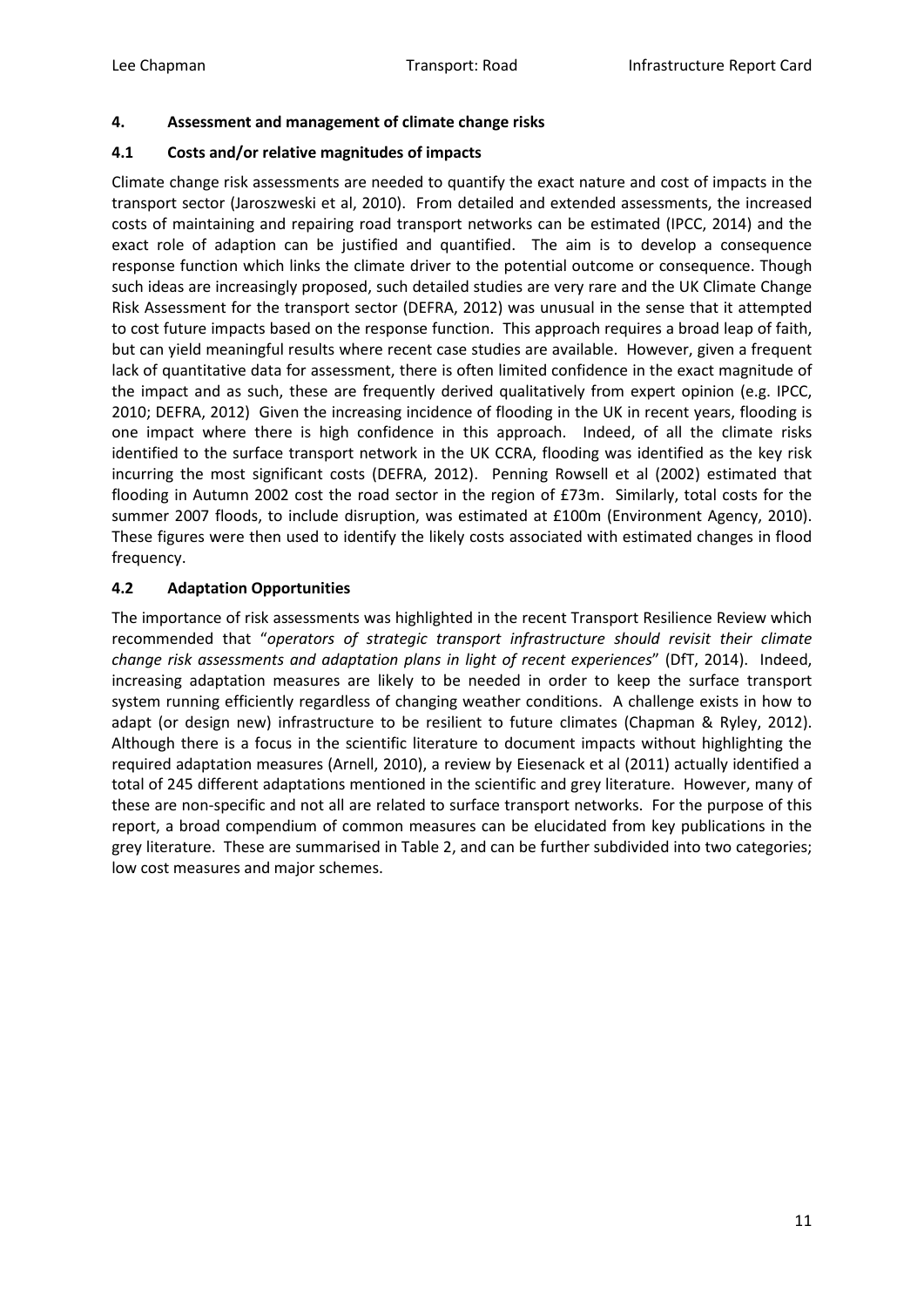## 4. Assessment and management of climate change risks

### 4.1 Costs and/or relative magnitudes of impacts

Climate change risk assessments are needed to quantify the exact nature and cost of impacts in the transport sector (Jaroszweski et al, 2010). From detailed and extended assessments, the increased costs of maintaining and repairing road transport networks can be estimated (IPCC, 2014) and the exact role of adaption can be justified and quantified. The aim is to develop a consequence response function which links the climate driver to the potential outcome or consequence. Though such ideas are increasingly proposed, such detailed studies are very rare and the UK Climate Change Risk Assessment for the transport sector (DEFRA, 2012) was unusual in the sense that it attempted to cost future impacts based on the response function. This approach requires a broad leap of faith, but can yield meaningful results where recent case studies are available. However, given a frequent lack of quantitative data for assessment, there is often limited confidence in the exact magnitude of the impact and as such, these are frequently derived qualitatively from expert opinion (e.g. IPCC, 2010; DEFRA, 2012) Given the increasing incidence of flooding in the UK in recent years, flooding is one impact where there is high confidence in this approach. Indeed, of all the climate risks identified to the surface transport network in the UK CCRA, flooding was identified as the key risk incurring the most significant costs (DEFRA, 2012). Penning Rowsell et al (2002) estimated that flooding in Autumn 2002 cost the road sector in the region of £73m. Similarly, total costs for the summer 2007 floods, to include disruption, was estimated at £100m (Environment Agency, 2010). These figures were then used to identify the likely costs associated with estimated changes in flood frequency.

### 4.2 Adaptation Opportunities

The importance of risk assessments was highlighted in the recent Transport Resilience Review which recommended that "*operators of strategic transport infrastructure should revisit their climate change risk assessments and adaptation plans in light of recent experiences*" (DfT, 2014). Indeed, increasing adaptation measures are likely to be needed in order to keep the surface transport system running efficiently regardless of changing weather conditions. A challenge exists in how to adapt (or design new) infrastructure to be resilient to future climates (Chapman & Ryley, 2012). Although there is a focus in the scientific literature to document impacts without highlighting the required adaptation measures (Arnell, 2010), a review by Eiesenack et al (2011) actually identified a total of 245 different adaptations mentioned in the scientific and grey literature. However, many of these are non-specific and not all are related to surface transport networks. For the purpose of this report, a broad compendium of common measures can be elucidated from key publications in the grey literature. These are summarised in Table 2, and can be further subdivided into two categories; low cost measures and major schemes.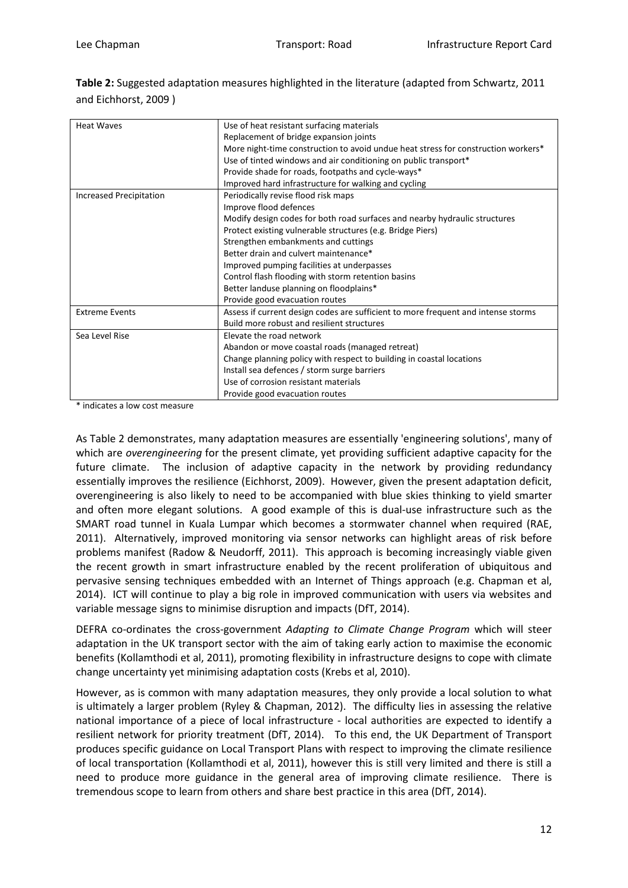**Table 2:** Suggested adaptation measures highlighted in the literature (adapted from Schwartz, 2011 and Eichhorst, 2009 )

| | |
|---|---|
| Heat Waves | Use of heat resistant surfacing materials<br>Replacement of bridge expansion joints<br>More night-time construction to avoid undue heat stress for construction workers*<br>Use of tinted windows and air conditioning on public transport*<br>Provide shade for roads, footpaths and cycle-ways*<br>Improved hard infrastructure for walking and cycling |
| Increased Precipitation | Periodically revise flood risk maps<br>Improve flood defences<br>Modify design codes for both road surfaces and nearby hydraulic structures<br>Protect existing vulnerable structures (e.g. Bridge Piers)<br>Strengthen embankments and cuttings<br>Better drain and culvert maintenance*<br>Improved pumping facilities at underpasses<br>Control flash flooding with storm retention basins<br>Better landuse planning on floodplains*<br>Provide good evacuation routes |
| Extreme Events | Assess if current design codes are sufficient to more frequent and intense storms<br>Build more robust and resilient structures |
| Sea Level Rise | Elevate the road network<br>Abandon or move coastal roads (managed retreat)<br>Change planning policy with respect to building in coastal locations<br>Install sea defences / storm surge barriers<br>Use of corrosion resistant materials<br>Provide good evacuation routes |

\* indicates a low cost measure

As Table 2 demonstrates, many adaptation measures are essentially 'engineering solutions', many of which are *overengineering* for the present climate, yet providing sufficient adaptive capacity for the future climate. The inclusion of adaptive capacity in the network by providing redundancy essentially improves the resilience (Eichhorst, 2009). However, given the present adaptation deficit, overengineering is also likely to need to be accompanied with blue skies thinking to yield smarter and often more elegant solutions. A good example of this is dual-use infrastructure such as the SMART road tunnel in Kuala Lumpar which becomes a stormwater channel when required (RAE, 2011). Alternatively, improved monitoring via sensor networks can highlight areas of risk before problems manifest (Radow & Neudorff, 2011). This approach is becoming increasingly viable given the recent growth in smart infrastructure enabled by the recent proliferation of ubiquitous and pervasive sensing techniques embedded with an Internet of Things approach (e.g. Chapman et al, 2014). ICT will continue to play a big role in improved communication with users via websites and variable message signs to minimise disruption and impacts (DfT, 2014).

DEFRA co-ordinates the cross-government *Adapting to Climate Change Program* which will steer adaptation in the UK transport sector with the aim of taking early action to maximise the economic benefits (Kollamthodi et al, 2011), promoting flexibility in infrastructure designs to cope with climate change uncertainty yet minimising adaptation costs (Krebs et al, 2010).

However, as is common with many adaptation measures, they only provide a local solution to what is ultimately a larger problem (Ryley & Chapman, 2012). The difficulty lies in assessing the relative national importance of a piece of local infrastructure - local authorities are expected to identify a resilient network for priority treatment (DfT, 2014). To this end, the UK Department of Transport produces specific guidance on Local Transport Plans with respect to improving the climate resilience of local transportation (Kollamthodi et al, 2011), however this is still very limited and there is still a need to produce more guidance in the general area of improving climate resilience. There is tremendous scope to learn from others and share best practice in this area (DfT, 2014).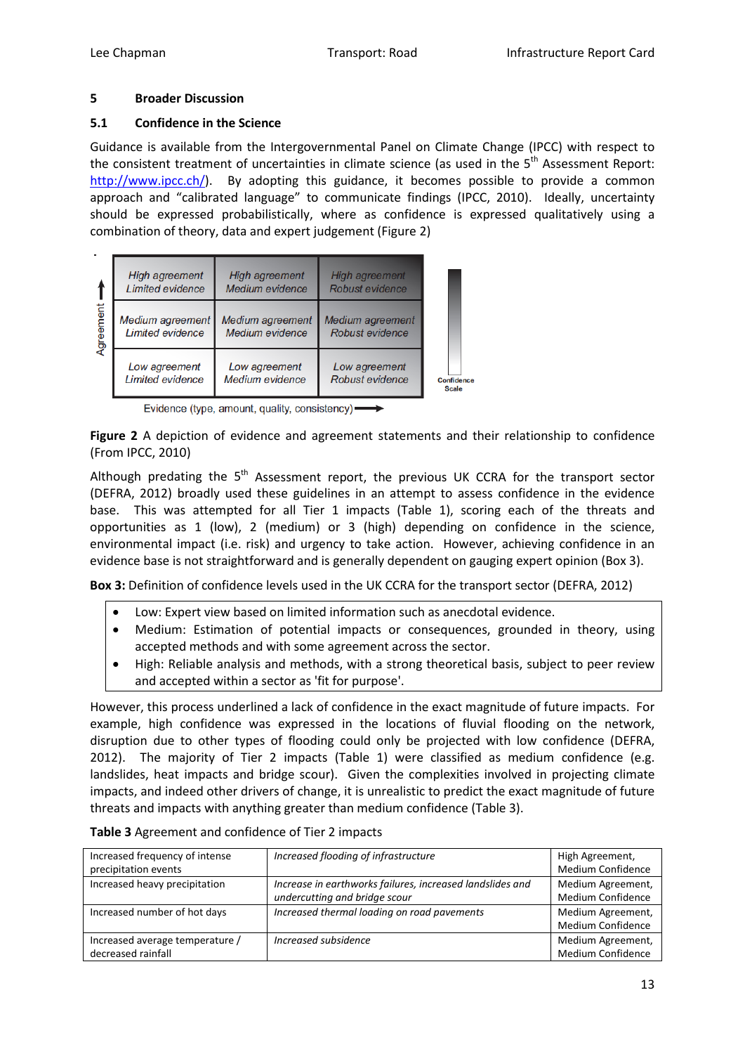## 5 Broader Discussion

### 5.1 Confidence in the Science

Guidance is available from the Intergovernmental Panel on Climate Change (IPCC) with respect to the consistent treatment of uncertainties in climate science (as used in the 5th Assessment Report: http://www.ipcc.ch/). By adopting this guidance, it becomes possible to provide a common approach and "calibrated language" to communicate findings (IPCC, 2010). Ideally, uncertainty should be expressed probabilistically, where as confidence is expressed qualitatively using a combination of theory, data and expert judgement (Figure 2)

| Agreement ↑ | | | |
|---|---|---|---|
| | *High agreement Limited evidence* | *High agreement Medium evidence* | *High agreement Robust evidence* |
| | *Medium agreement Limited evidence* | *Medium agreement Medium evidence* | *Medium agreement Robust evidence* |
| | *Low agreement Limited evidence* | *Low agreement Medium evidence* | *Low agreement Robust evidence* |

Evidence (type, amount, quality, consistency) →

Confidence Scale

**Figure 2** A depiction of evidence and agreement statements and their relationship to confidence (From IPCC, 2010)

Although predating the 5th Assessment report, the previous UK CCRA for the transport sector (DEFRA, 2012) broadly used these guidelines in an attempt to assess confidence in the evidence base. This was attempted for all Tier 1 impacts (Table 1), scoring each of the threats and opportunities as 1 (low), 2 (medium) or 3 (high) depending on confidence in the science, environmental impact (i.e. risk) and urgency to take action. However, achieving confidence in an evidence base is not straightforward and is generally dependent on gauging expert opinion (Box 3).

**Box 3:** Definition of confidence levels used in the UK CCRA for the transport sector (DEFRA, 2012)

- Low: Expert view based on limited information such as anecdotal evidence.
- Medium: Estimation of potential impacts or consequences, grounded in theory, using accepted methods and with some agreement across the sector.
- High: Reliable analysis and methods, with a strong theoretical basis, subject to peer review and accepted within a sector as 'fit for purpose'.

However, this process underlined a lack of confidence in the exact magnitude of future impacts. For example, high confidence was expressed in the locations of fluvial flooding on the network, disruption due to other types of flooding could only be projected with low confidence (DEFRA, 2012). The majority of Tier 2 impacts (Table 1) were classified as medium confidence (e.g. landslides, heat impacts and bridge scour). Given the complexities involved in projecting climate impacts, and indeed other drivers of change, it is unrealistic to predict the exact magnitude of future threats and impacts with anything greater than medium confidence (Table 3).

**Table 3** Agreement and confidence of Tier 2 impacts

| | | |
|---|---|---|
| Increased frequency of intense precipitation events | *Increased flooding of infrastructure* | High Agreement, Medium Confidence |
| Increased heavy precipitation | *Increase in earthworks failures, increased landslides and undercutting and bridge scour* | Medium Agreement, Medium Confidence |
| Increased number of hot days | *Increased thermal loading on road pavements* | Medium Agreement, Medium Confidence |
| Increased average temperature / decreased rainfall | *Increased subsidence* | Medium Agreement, Medium Confidence |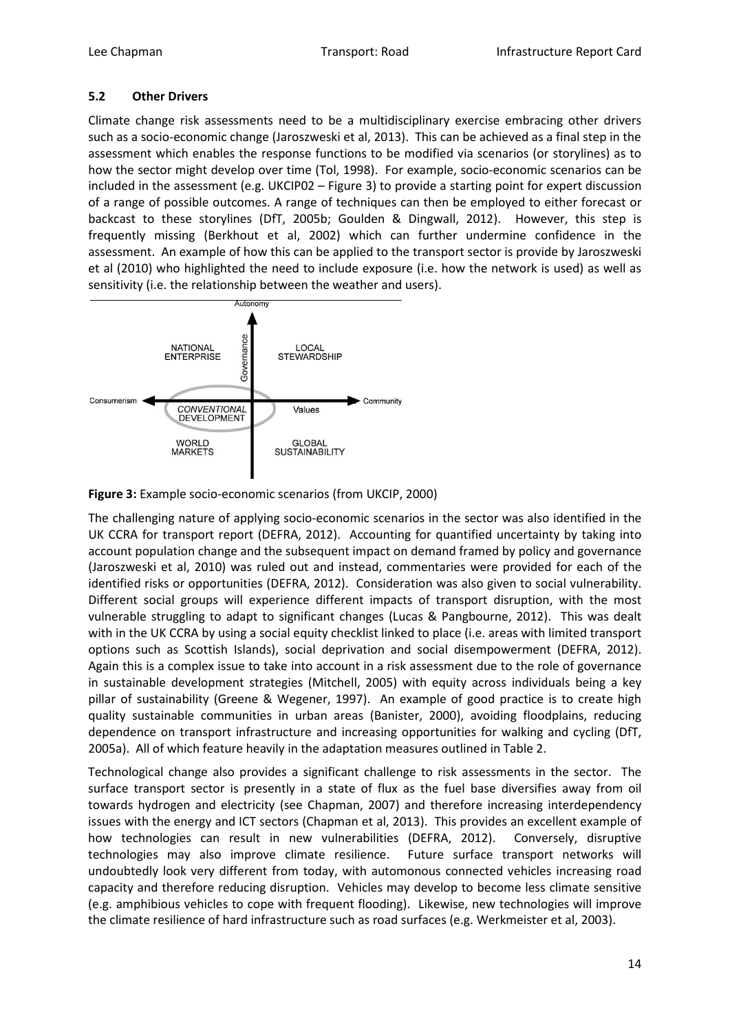### 5.2 Other Drivers

Climate change risk assessments need to be a multidisciplinary exercise embracing other drivers such as a socio-economic change (Jaroszweski et al, 2013). This can be achieved as a final step in the assessment which enables the response functions to be modified via scenarios (or storylines) as to how the sector might develop over time (Tol, 1998). For example, socio-economic scenarios can be included in the assessment (e.g. UKCIP02 – Figure 3) to provide a starting point for expert discussion of a range of possible outcomes. A range of techniques can then be employed to either forecast or backcast to these storylines (DfT, 2005b; Goulden & Dingwall, 2012). However, this step is frequently missing (Berkhout et al, 2002) which can further undermine confidence in the assessment. An example of how this can be applied to the transport sector is provide by Jaroszweski et al (2010) who highlighted the need to include exposure (i.e. how the network is used) as well as sensitivity (i.e. the relationship between the weather and users).

**Figure 3:** Example socio-economic scenarios (from UKCIP, 2000)

The challenging nature of applying socio-economic scenarios in the sector was also identified in the UK CCRA for transport report (DEFRA, 2012). Accounting for quantified uncertainty by taking into account population change and the subsequent impact on demand framed by policy and governance (Jaroszweski et al, 2010) was ruled out and instead, commentaries were provided for each of the identified risks or opportunities (DEFRA, 2012). Consideration was also given to social vulnerability. Different social groups will experience different impacts of transport disruption, with the most vulnerable struggling to adapt to significant changes (Lucas & Pangbourne, 2012). This was dealt with in the UK CCRA by using a social equity checklist linked to place (i.e. areas with limited transport options such as Scottish Islands), social deprivation and social disempowerment (DEFRA, 2012). Again this is a complex issue to take into account in a risk assessment due to the role of governance in sustainable development strategies (Mitchell, 2005) with equity across individuals being a key pillar of sustainability (Greene & Wegener, 1997). An example of good practice is to create high quality sustainable communities in urban areas (Banister, 2000), avoiding floodplains, reducing dependence on transport infrastructure and increasing opportunities for walking and cycling (DfT, 2005a). All of which feature heavily in the adaptation measures outlined in Table 2.

Technological change also provides a significant challenge to risk assessments in the sector. The surface transport sector is presently in a state of flux as the fuel base diversifies away from oil towards hydrogen and electricity (see Chapman, 2007) and therefore increasing interdependency issues with the energy and ICT sectors (Chapman et al, 2013). This provides an excellent example of how technologies can result in new vulnerabilities (DEFRA, 2012). Conversely, disruptive technologies may also improve climate resilience. Future surface transport networks will undoubtedly look very different from today, with automonous connected vehicles increasing road capacity and therefore reducing disruption. Vehicles may develop to become less climate sensitive (e.g. amphibious vehicles to cope with frequent flooding). Likewise, new technologies will improve the climate resilience of hard infrastructure such as road surfaces (e.g. Werkmeister et al, 2003).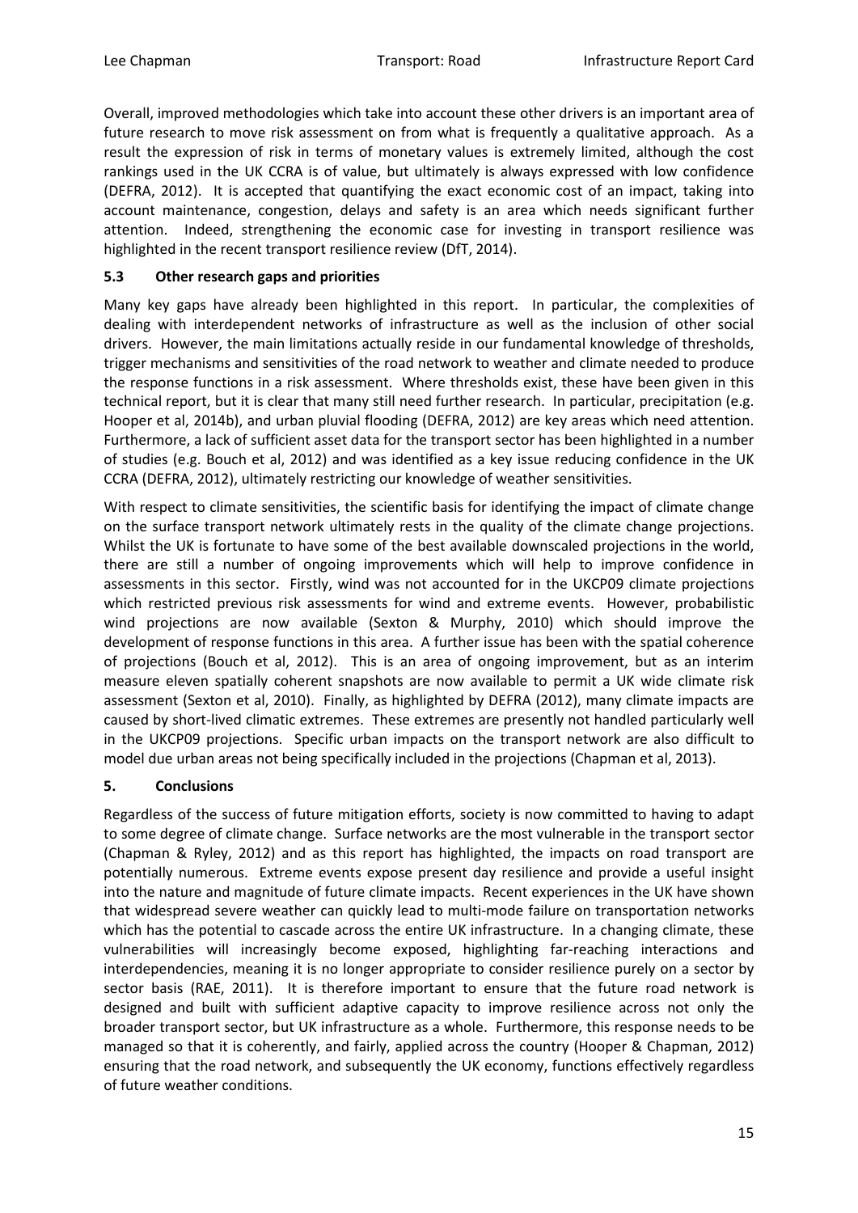Overall, improved methodologies which take into account these other drivers is an important area of future research to move risk assessment on from what is frequently a qualitative approach. As a result the expression of risk in terms of monetary values is extremely limited, although the cost rankings used in the UK CCRA is of value, but ultimately is always expressed with low confidence (DEFRA, 2012). It is accepted that quantifying the exact economic cost of an impact, taking into account maintenance, congestion, delays and safety is an area which needs significant further attention. Indeed, strengthening the economic case for investing in transport resilience was highlighted in the recent transport resilience review (DfT, 2014).

### 5.3 Other research gaps and priorities

Many key gaps have already been highlighted in this report. In particular, the complexities of dealing with interdependent networks of infrastructure as well as the inclusion of other social drivers. However, the main limitations actually reside in our fundamental knowledge of thresholds, trigger mechanisms and sensitivities of the road network to weather and climate needed to produce the response functions in a risk assessment. Where thresholds exist, these have been given in this technical report, but it is clear that many still need further research. In particular, precipitation (e.g. Hooper et al, 2014b), and urban pluvial flooding (DEFRA, 2012) are key areas which need attention. Furthermore, a lack of sufficient asset data for the transport sector has been highlighted in a number of studies (e.g. Bouch et al, 2012) and was identified as a key issue reducing confidence in the UK CCRA (DEFRA, 2012), ultimately restricting our knowledge of weather sensitivities.

With respect to climate sensitivities, the scientific basis for identifying the impact of climate change on the surface transport network ultimately rests in the quality of the climate change projections. Whilst the UK is fortunate to have some of the best available downscaled projections in the world, there are still a number of ongoing improvements which will help to improve confidence in assessments in this sector. Firstly, wind was not accounted for in the UKCP09 climate projections which restricted previous risk assessments for wind and extreme events. However, probabilistic wind projections are now available (Sexton & Murphy, 2010) which should improve the development of response functions in this area. A further issue has been with the spatial coherence of projections (Bouch et al, 2012). This is an area of ongoing improvement, but as an interim measure eleven spatially coherent snapshots are now available to permit a UK wide climate risk assessment (Sexton et al, 2010). Finally, as highlighted by DEFRA (2012), many climate impacts are caused by short-lived climatic extremes. These extremes are presently not handled particularly well in the UKCP09 projections. Specific urban impacts on the transport network are also difficult to model due urban areas not being specifically included in the projections (Chapman et al, 2013).

## 5. Conclusions

Regardless of the success of future mitigation efforts, society is now committed to having to adapt to some degree of climate change. Surface networks are the most vulnerable in the transport sector (Chapman & Ryley, 2012) and as this report has highlighted, the impacts on road transport are potentially numerous. Extreme events expose present day resilience and provide a useful insight into the nature and magnitude of future climate impacts. Recent experiences in the UK have shown that widespread severe weather can quickly lead to multi-mode failure on transportation networks which has the potential to cascade across the entire UK infrastructure. In a changing climate, these vulnerabilities will increasingly become exposed, highlighting far-reaching interactions and interdependencies, meaning it is no longer appropriate to consider resilience purely on a sector by sector basis (RAE, 2011). It is therefore important to ensure that the future road network is designed and built with sufficient adaptive capacity to improve resilience across not only the broader transport sector, but UK infrastructure as a whole. Furthermore, this response needs to be managed so that it is coherently, and fairly, applied across the country (Hooper & Chapman, 2012) ensuring that the road network, and subsequently the UK economy, functions effectively regardless of future weather conditions.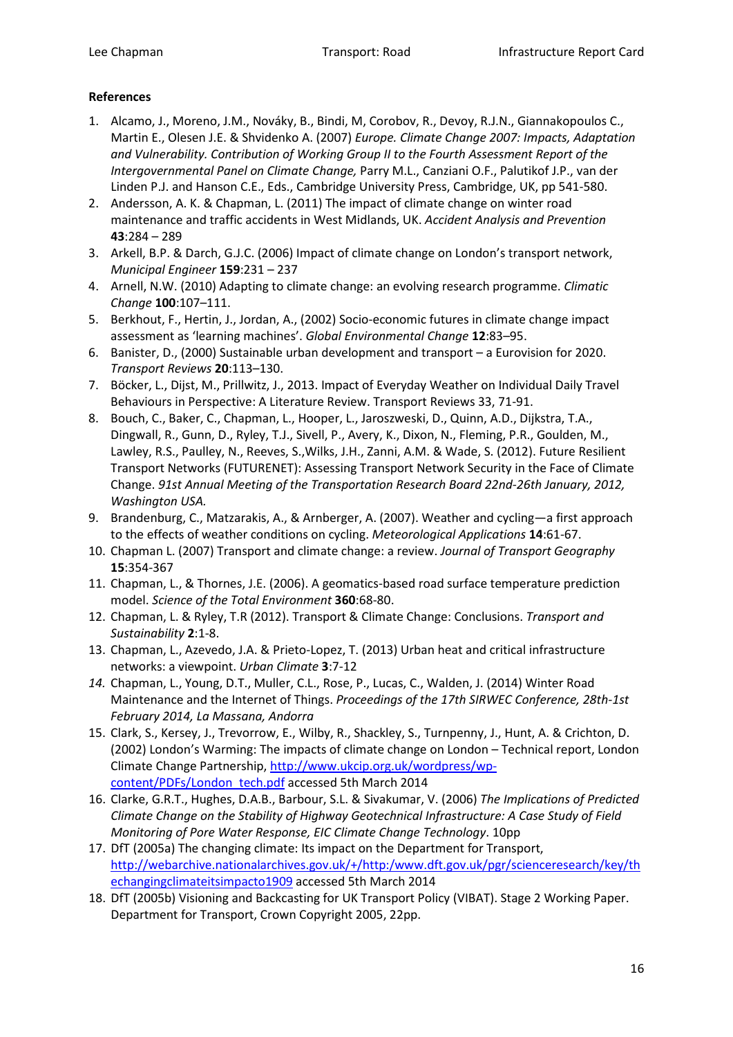**References**

1. Alcamo, J., Moreno, J.M., Nováky, B., Bindi, M, Corobov, R., Devoy, R.J.N., Giannakopoulos C., Martin E., Olesen J.E. & Shvidenko A. (2007) *Europe. Climate Change 2007: Impacts, Adaptation and Vulnerability. Contribution of Working Group II to the Fourth Assessment Report of the Intergovernmental Panel on Climate Change,* Parry M.L., Canziani O.F., Palutikof J.P., van der Linden P.J. and Hanson C.E., Eds., Cambridge University Press, Cambridge, UK, pp 541-580.
2. Andersson, A. K. & Chapman, L. (2011) The impact of climate change on winter road maintenance and traffic accidents in West Midlands, UK. *Accident Analysis and Prevention* **43**:284 – 289
3. Arkell, B.P. & Darch, G.J.C. (2006) Impact of climate change on London's transport network, *Municipal Engineer* **159**:231 – 237
4. Arnell, N.W. (2010) Adapting to climate change: an evolving research programme. *Climatic Change* **100**:107–111.
5. Berkhout, F., Hertin, J., Jordan, A., (2002) Socio-economic futures in climate change impact assessment as 'learning machines'. *Global Environmental Change* **12**:83–95.
6. Banister, D., (2000) Sustainable urban development and transport – a Eurovision for 2020. *Transport Reviews* **20**:113–130.
7. Böcker, L., Dijst, M., Prillwitz, J., 2013. Impact of Everyday Weather on Individual Daily Travel Behaviours in Perspective: A Literature Review. Transport Reviews 33, 71-91.
8. Bouch, C., Baker, C., Chapman, L., Hooper, L., Jaroszweski, D., Quinn, A.D., Dijkstra, T.A., Dingwall, R., Gunn, D., Ryley, T.J., Sivell, P., Avery, K., Dixon, N., Fleming, P.R., Goulden, M., Lawley, R.S., Paulley, N., Reeves, S.,Wilks, J.H., Zanni, A.M. & Wade, S. (2012). Future Resilient Transport Networks (FUTURENET): Assessing Transport Network Security in the Face of Climate Change. *91st Annual Meeting of the Transportation Research Board 22nd-26th January, 2012, Washington USA.*
9. Brandenburg, C., Matzarakis, A., & Arnberger, A. (2007). Weather and cycling—a first approach to the effects of weather conditions on cycling. *Meteorological Applications* **14**:61-67.
10. Chapman L. (2007) Transport and climate change: a review. *Journal of Transport Geography* **15**:354-367
11. Chapman, L., & Thornes, J.E. (2006). A geomatics-based road surface temperature prediction model. *Science of the Total Environment* **360**:68-80.
12. Chapman, L. & Ryley, T.R (2012). Transport & Climate Change: Conclusions. *Transport and Sustainability* **2**:1-8.
13. Chapman, L., Azevedo, J.A. & Prieto-Lopez, T. (2013) Urban heat and critical infrastructure networks: a viewpoint. *Urban Climate* **3**:7-12
14. Chapman, L., Young, D.T., Muller, C.L., Rose, P., Lucas, C., Walden, J. (2014) Winter Road Maintenance and the Internet of Things. *Proceedings of the 17th SIRWEC Conference, 28th-1st February 2014, La Massana, Andorra*
15. Clark, S., Kersey, J., Trevorrow, E., Wilby, R., Shackley, S., Turnpenny, J., Hunt, A. & Crichton, D. (2002) London's Warming: The impacts of climate change on London – Technical report, London Climate Change Partnership, http://www.ukcip.org.uk/wordpress/wp-content/PDFs/London_tech.pdf accessed 5th March 2014
16. Clarke, G.R.T., Hughes, D.A.B., Barbour, S.L. & Sivakumar, V. (2006) *The Implications of Predicted Climate Change on the Stability of Highway Geotechnical Infrastructure: A Case Study of Field Monitoring of Pore Water Response, EIC Climate Change Technology*. 10pp
17. DfT (2005a) The changing climate: Its impact on the Department for Transport, http://webarchive.nationalarchives.gov.uk/+/http:/www.dft.gov.uk/pgr/scienceresearch/key/thechangingclimateitsimpacto1909 accessed 5th March 2014
18. DfT (2005b) Visioning and Backcasting for UK Transport Policy (VIBAT). Stage 2 Working Paper. Department for Transport, Crown Copyright 2005, 22pp.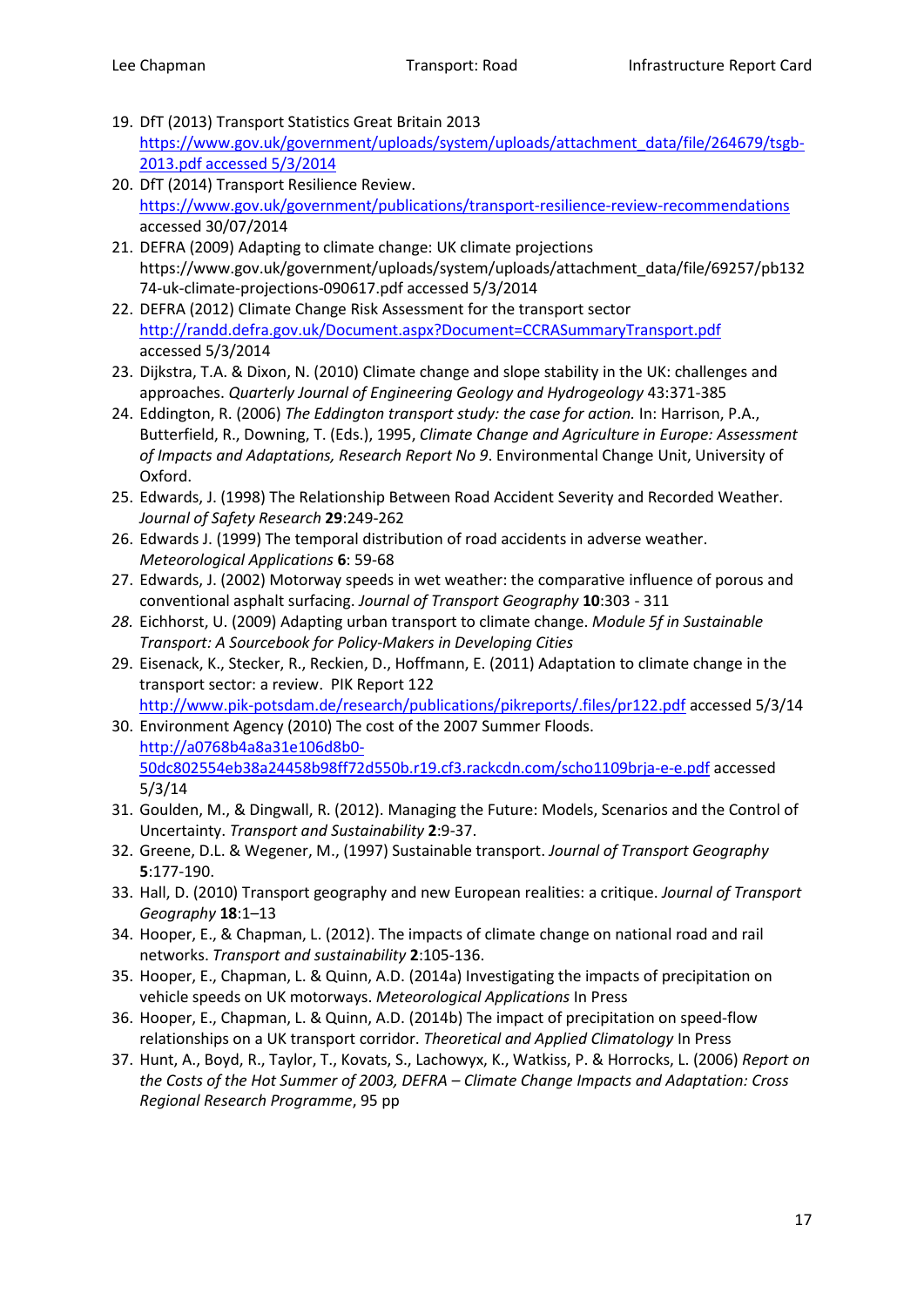19. DfT (2013) Transport Statistics Great Britain 2013 https://www.gov.uk/government/uploads/system/uploads/attachment_data/file/264679/tsgb-2013.pdf accessed 5/3/2014
20. DfT (2014) Transport Resilience Review. https://www.gov.uk/government/publications/transport-resilience-review-recommendations accessed 30/07/2014
21. DEFRA (2009) Adapting to climate change: UK climate projections https://www.gov.uk/government/uploads/system/uploads/attachment_data/file/69257/pb13274-uk-climate-projections-090617.pdf accessed 5/3/2014
22. DEFRA (2012) Climate Change Risk Assessment for the transport sector http://randd.defra.gov.uk/Document.aspx?Document=CCRASummaryTransport.pdf accessed 5/3/2014
23. Dijkstra, T.A. & Dixon, N. (2010) Climate change and slope stability in the UK: challenges and approaches. *Quarterly Journal of Engineering Geology and Hydrogeology* 43:371-385
24. Eddington, R. (2006) *The Eddington transport study: the case for action.* In: Harrison, P.A., Butterfield, R., Downing, T. (Eds.), 1995, *Climate Change and Agriculture in Europe: Assessment of Impacts and Adaptations, Research Report No 9*. Environmental Change Unit, University of Oxford.
25. Edwards, J. (1998) The Relationship Between Road Accident Severity and Recorded Weather. *Journal of Safety Research* **29**:249-262
26. Edwards J. (1999) The temporal distribution of road accidents in adverse weather. *Meteorological Applications* **6**: 59-68
27. Edwards, J. (2002) Motorway speeds in wet weather: the comparative influence of porous and conventional asphalt surfacing. *Journal of Transport Geography* **10**:303 - 311
28. Eichhorst, U. (2009) Adapting urban transport to climate change. *Module 5f in Sustainable Transport: A Sourcebook for Policy-Makers in Developing Cities*
29. Eisenack, K., Stecker, R., Reckien, D., Hoffmann, E. (2011) Adaptation to climate change in the transport sector: a review. PIK Report 122 http://www.pik-potsdam.de/research/publications/pikreports/.files/pr122.pdf accessed 5/3/14
30. Environment Agency (2010) The cost of the 2007 Summer Floods. http://a0768b4a8a31e106d8b0-50dc802554eb38a24458b98ff72d550b.r19.cf3.rackcdn.com/scho1109brja-e-e.pdf accessed 5/3/14
31. Goulden, M., & Dingwall, R. (2012). Managing the Future: Models, Scenarios and the Control of Uncertainty. *Transport and Sustainability* **2**:9-37.
32. Greene, D.L. & Wegener, M., (1997) Sustainable transport. *Journal of Transport Geography* **5**:177-190.
33. Hall, D. (2010) Transport geography and new European realities: a critique. *Journal of Transport Geography* **18**:1–13
34. Hooper, E., & Chapman, L. (2012). The impacts of climate change on national road and rail networks. *Transport and sustainability* **2**:105-136.
35. Hooper, E., Chapman, L. & Quinn, A.D. (2014a) Investigating the impacts of precipitation on vehicle speeds on UK motorways. *Meteorological Applications* In Press
36. Hooper, E., Chapman, L. & Quinn, A.D. (2014b) The impact of precipitation on speed-flow relationships on a UK transport corridor. *Theoretical and Applied Climatology* In Press
37. Hunt, A., Boyd, R., Taylor, T., Kovats, S., Lachowyx, K., Watkiss, P. & Horrocks, L. (2006) *Report on the Costs of the Hot Summer of 2003, DEFRA – Climate Change Impacts and Adaptation: Cross Regional Research Programme*, 95 pp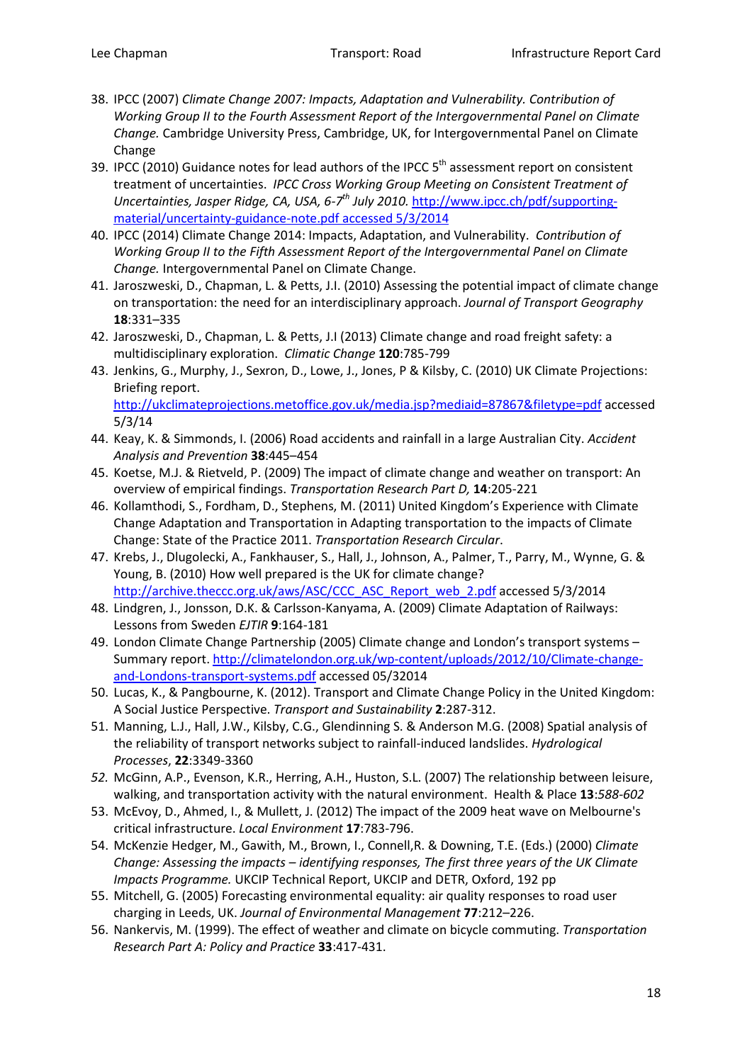38. IPCC (2007) *Climate Change 2007: Impacts, Adaptation and Vulnerability. Contribution of Working Group II to the Fourth Assessment Report of the Intergovernmental Panel on Climate Change.* Cambridge University Press, Cambridge, UK, for Intergovernmental Panel on Climate Change
39. IPCC (2010) Guidance notes for lead authors of the IPCC 5th assessment report on consistent treatment of uncertainties. *IPCC Cross Working Group Meeting on Consistent Treatment of Uncertainties, Jasper Ridge, CA, USA, 6-7th July 2010.* http://www.ipcc.ch/pdf/supporting-material/uncertainty-guidance-note.pdf accessed 5/3/2014
40. IPCC (2014) Climate Change 2014: Impacts, Adaptation, and Vulnerability. *Contribution of Working Group II to the Fifth Assessment Report of the Intergovernmental Panel on Climate Change.* Intergovernmental Panel on Climate Change.
41. Jaroszweski, D., Chapman, L. & Petts, J.I. (2010) Assessing the potential impact of climate change on transportation: the need for an interdisciplinary approach. *Journal of Transport Geography* **18**:331–335
42. Jaroszweski, D., Chapman, L. & Petts, J.I (2013) Climate change and road freight safety: a multidisciplinary exploration. *Climatic Change* **120**:785-799
43. Jenkins, G., Murphy, J., Sexron, D., Lowe, J., Jones, P & Kilsby, C. (2010) UK Climate Projections: Briefing report. http://ukclimateprojections.metoffice.gov.uk/media.jsp?mediaid=87867&filetype=pdf accessed 5/3/14
44. Keay, K. & Simmonds, I. (2006) Road accidents and rainfall in a large Australian City. *Accident Analysis and Prevention* **38**:445–454
45. Koetse, M.J. & Rietveld, P. (2009) The impact of climate change and weather on transport: An overview of empirical findings. *Transportation Research Part D,* **14**:205-221
46. Kollamthodi, S., Fordham, D., Stephens, M. (2011) United Kingdom's Experience with Climate Change Adaptation and Transportation in Adapting transportation to the impacts of Climate Change: State of the Practice 2011. *Transportation Research Circular*.
47. Krebs, J., Dlugolecki, A., Fankhauser, S., Hall, J., Johnson, A., Palmer, T., Parry, M., Wynne, G. & Young, B. (2010) How well prepared is the UK for climate change? http://archive.theccc.org.uk/aws/ASC/CCC_ASC_Report_web_2.pdf accessed 5/3/2014
48. Lindgren, J., Jonsson, D.K. & Carlsson-Kanyama, A. (2009) Climate Adaptation of Railways: Lessons from Sweden *EJTIR* **9**:164-181
49. London Climate Change Partnership (2005) Climate change and London's transport systems – Summary report. http://climatelondon.org.uk/wp-content/uploads/2012/10/Climate-change-and-Londons-transport-systems.pdf accessed 05/32014
50. Lucas, K., & Pangbourne, K. (2012). Transport and Climate Change Policy in the United Kingdom: A Social Justice Perspective. *Transport and Sustainability* **2**:287-312.
51. Manning, L.J., Hall, J.W., Kilsby, C.G., Glendinning S. & Anderson M.G. (2008) Spatial analysis of the reliability of transport networks subject to rainfall-induced landslides. *Hydrological Processes*, **22**:3349-3360
52. McGinn, A.P., Evenson, K.R., Herring, A.H., Huston, S.L. (2007) The relationship between leisure, walking, and transportation activity with the natural environment. Health & Place **13**:*588-602*
53. McEvoy, D., Ahmed, I., & Mullett, J. (2012) The impact of the 2009 heat wave on Melbourne's critical infrastructure. *Local Environment* **17**:783-796.
54. McKenzie Hedger, M., Gawith, M., Brown, I., Connell,R. & Downing, T.E. (Eds.) (2000) *Climate Change: Assessing the impacts – identifying responses, The first three years of the UK Climate Impacts Programme.* UKCIP Technical Report, UKCIP and DETR, Oxford, 192 pp
55. Mitchell, G. (2005) Forecasting environmental equality: air quality responses to road user charging in Leeds, UK. *Journal of Environmental Management* **77**:212–226.
56. Nankervis, M. (1999). The effect of weather and climate on bicycle commuting. *Transportation Research Part A: Policy and Practice* **33**:417-431.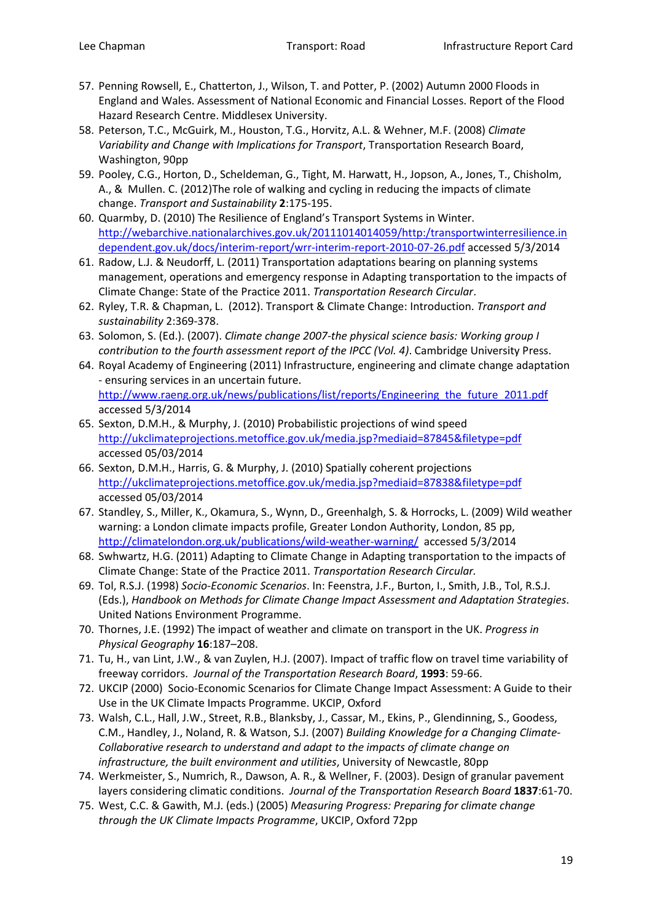57. Penning Rowsell, E., Chatterton, J., Wilson, T. and Potter, P. (2002) Autumn 2000 Floods in England and Wales. Assessment of National Economic and Financial Losses. Report of the Flood Hazard Research Centre. Middlesex University.
58. Peterson, T.C., McGuirk, M., Houston, T.G., Horvitz, A.L. & Wehner, M.F. (2008) *Climate Variability and Change with Implications for Transport*, Transportation Research Board, Washington, 90pp
59. Pooley, C.G., Horton, D., Scheldeman, G., Tight, M. Harwatt, H., Jopson, A., Jones, T., Chisholm, A., & Mullen. C. (2012)The role of walking and cycling in reducing the impacts of climate change. *Transport and Sustainability* **2**:175-195.
60. Quarmby, D. (2010) The Resilience of England's Transport Systems in Winter. http://webarchive.nationalarchives.gov.uk/20111014014059/http:/transportwinterresilience.independent.gov.uk/docs/interim-report/wrr-interim-report-2010-07-26.pdf accessed 5/3/2014
61. Radow, L.J. & Neudorff, L. (2011) Transportation adaptations bearing on planning systems management, operations and emergency response in Adapting transportation to the impacts of Climate Change: State of the Practice 2011. *Transportation Research Circular*.
62. Ryley, T.R. & Chapman, L. (2012). Transport & Climate Change: Introduction. *Transport and sustainability* 2:369-378.
63. Solomon, S. (Ed.). (2007). *Climate change 2007-the physical science basis: Working group I contribution to the fourth assessment report of the IPCC (Vol. 4)*. Cambridge University Press.
64. Royal Academy of Engineering (2011) Infrastructure, engineering and climate change adaptation - ensuring services in an uncertain future. http://www.raeng.org.uk/news/publications/list/reports/Engineering_the_future_2011.pdf accessed 5/3/2014
65. Sexton, D.M.H., & Murphy, J. (2010) Probabilistic projections of wind speed http://ukclimateprojections.metoffice.gov.uk/media.jsp?mediaid=87845&filetype=pdf accessed 05/03/2014
66. Sexton, D.M.H., Harris, G. & Murphy, J. (2010) Spatially coherent projections http://ukclimateprojections.metoffice.gov.uk/media.jsp?mediaid=87838&filetype=pdf accessed 05/03/2014
67. Standley, S., Miller, K., Okamura, S., Wynn, D., Greenhalgh, S. & Horrocks, L. (2009) Wild weather warning: a London climate impacts profile, Greater London Authority, London, 85 pp, http://climatelondon.org.uk/publications/wild-weather-warning/ accessed 5/3/2014
68. Swhwartz, H.G. (2011) Adapting to Climate Change in Adapting transportation to the impacts of Climate Change: State of the Practice 2011. *Transportation Research Circular.*
69. Tol, R.S.J. (1998) *Socio-Economic Scenarios*. In: Feenstra, J.F., Burton, I., Smith, J.B., Tol, R.S.J. (Eds.), *Handbook on Methods for Climate Change Impact Assessment and Adaptation Strategies*. United Nations Environment Programme.
70. Thornes, J.E. (1992) The impact of weather and climate on transport in the UK. *Progress in Physical Geography* **16**:187–208.
71. Tu, H., van Lint, J.W., & van Zuylen, H.J. (2007). Impact of traffic flow on travel time variability of freeway corridors. *Journal of the Transportation Research Board*, **1993**: 59-66.
72. UKCIP (2000) Socio-Economic Scenarios for Climate Change Impact Assessment: A Guide to their Use in the UK Climate Impacts Programme. UKCIP, Oxford
73. Walsh, C.L., Hall, J.W., Street, R.B., Blanksby, J., Cassar, M., Ekins, P., Glendinning, S., Goodess, C.M., Handley, J., Noland, R. & Watson, S.J. (2007) *Building Knowledge for a Changing Climate-Collaborative research to understand and adapt to the impacts of climate change on infrastructure, the built environment and utilities*, University of Newcastle, 80pp
74. Werkmeister, S., Numrich, R., Dawson, A. R., & Wellner, F. (2003). Design of granular pavement layers considering climatic conditions. *Journal of the Transportation Research Board* **1837**:61-70.
75. West, C.C. & Gawith, M.J. (eds.) (2005) *Measuring Progress: Preparing for climate change through the UK Climate Impacts Programme*, UKCIP, Oxford 72pp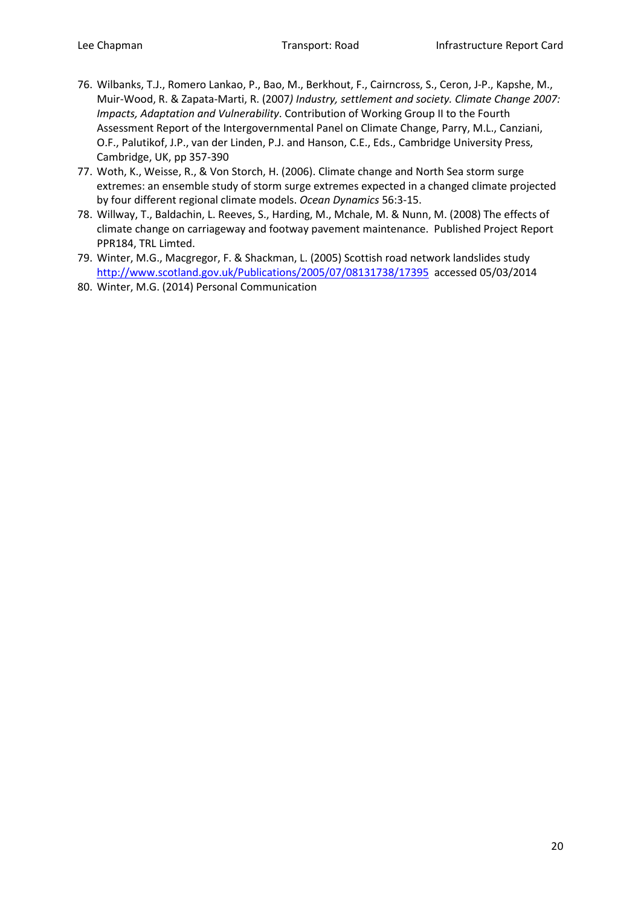76. Wilbanks, T.J., Romero Lankao, P., Bao, M., Berkhout, F., Cairncross, S., Ceron, J-P., Kapshe, M., Muir-Wood, R. & Zapata-Marti, R. (2007*) Industry, settlement and society. Climate Change 2007: Impacts, Adaptation and Vulnerability*. Contribution of Working Group II to the Fourth Assessment Report of the Intergovernmental Panel on Climate Change, Parry, M.L., Canziani, O.F., Palutikof, J.P., van der Linden, P.J. and Hanson, C.E., Eds., Cambridge University Press, Cambridge, UK, pp 357-390
77. Woth, K., Weisse, R., & Von Storch, H. (2006). Climate change and North Sea storm surge extremes: an ensemble study of storm surge extremes expected in a changed climate projected by four different regional climate models. *Ocean Dynamics* 56:3-15.
78. Willway, T., Baldachin, L. Reeves, S., Harding, M., Mchale, M. & Nunn, M. (2008) The effects of climate change on carriageway and footway pavement maintenance. Published Project Report PPR184, TRL Limted.
79. Winter, M.G., Macgregor, F. & Shackman, L. (2005) Scottish road network landslides study http://www.scotland.gov.uk/Publications/2005/07/08131738/17395 accessed 05/03/2014
80. Winter, M.G. (2014) Personal Communication